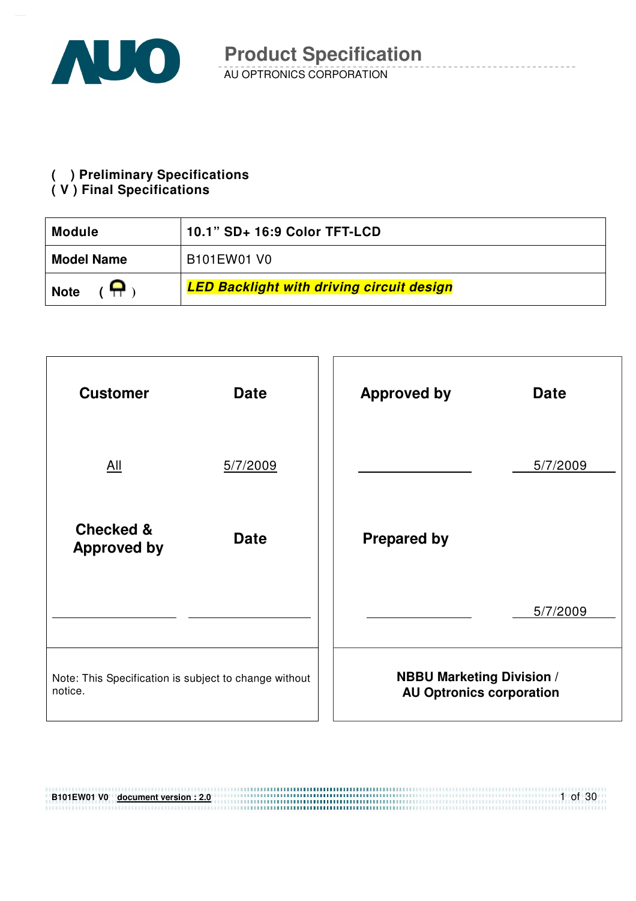# Product Specification

AU OPTRONICS CORPORATION

( ) Preliminary Specifications
( V ) Final Specifications

| **Module** | **10.1" SD+ 16:9 Color TFT-LCD** |
|---|---|
| **Model Name** | B101EW01 V0 |
| **Note** ( ) | ***LED Backlight with driving circuit design*** |

| **Customer** | **Date** | **Approved by** | **Date** |
|---|---|---|---|
| All | 5/7/2009 | | 5/7/2009 |
| **Checked & Approved by** | **Date** | **Prepared by** | |
| | | | 5/7/2009 |
| Note: This Specification is subject to change without notice. | | **NBBU Marketing Division / AU Optronics corporation** | |

B101EW01 V0 document version : 2.0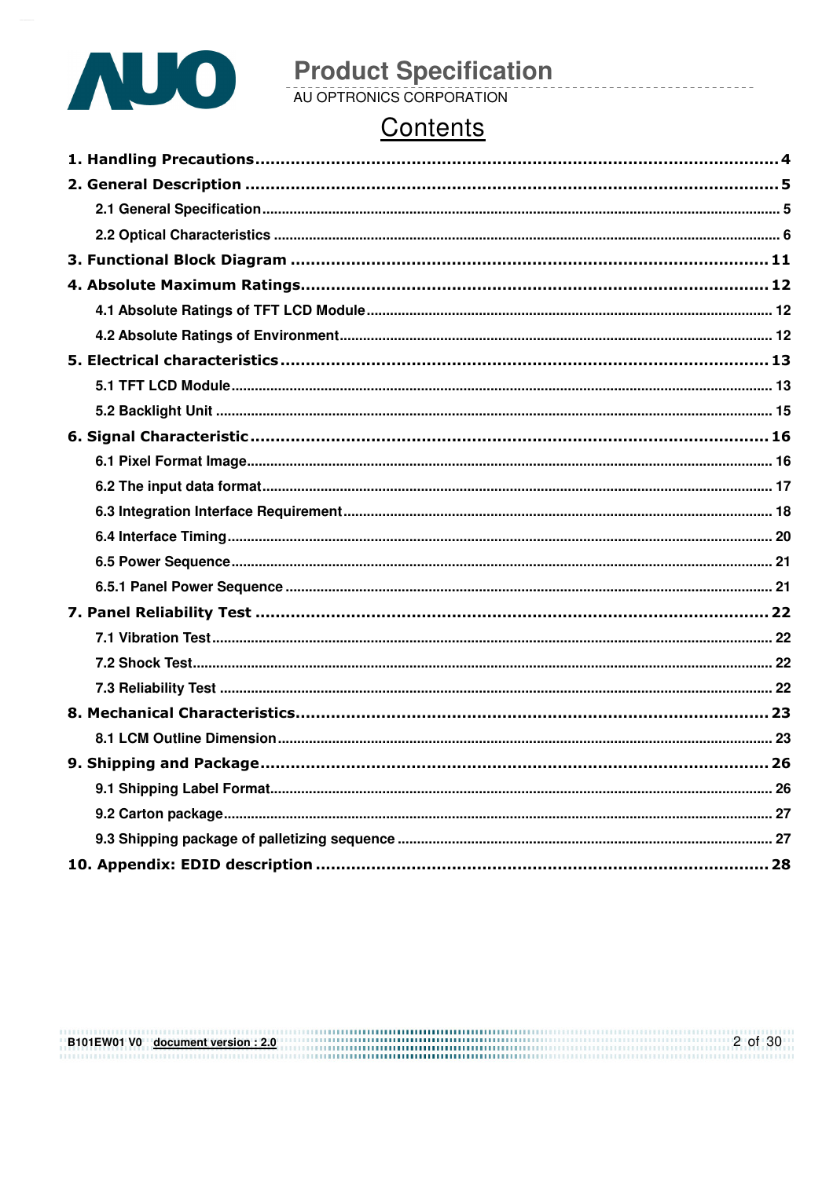# Contents

**1. Handling Precautions** ........ 4

**2. General Description** ........ 5

- 2.1 General Specification ........ 5
- 2.2 Optical Characteristics ........ 6

**3. Functional Block Diagram** ........ 11

**4. Absolute Maximum Ratings** ........ 12

- 4.1 Absolute Ratings of TFT LCD Module ........ 12
- 4.2 Absolute Ratings of Environment ........ 12

**5. Electrical characteristics** ........ 13

- 5.1 TFT LCD Module ........ 13
- 5.2 Backlight Unit ........ 15

**6. Signal Characteristic** ........ 16

- 6.1 Pixel Format Image ........ 16
- 6.2 The input data format ........ 17
- 6.3 Integration Interface Requirement ........ 18
- 6.4 Interface Timing ........ 20
- 6.5 Power Sequence ........ 21
- 6.5.1 Panel Power Sequence ........ 21

**7. Panel Reliability Test** ........ 22

- 7.1 Vibration Test ........ 22
- 7.2 Shock Test ........ 22
- 7.3 Reliability Test ........ 22

**8. Mechanical Characteristics** ........ 23

- 8.1 LCM Outline Dimension ........ 23

**9. Shipping and Package** ........ 26

- 9.1 Shipping Label Format ........ 26
- 9.2 Carton package ........ 27
- 9.3 Shipping package of palletizing sequence ........ 27

**10. Appendix: EDID description** ........ 28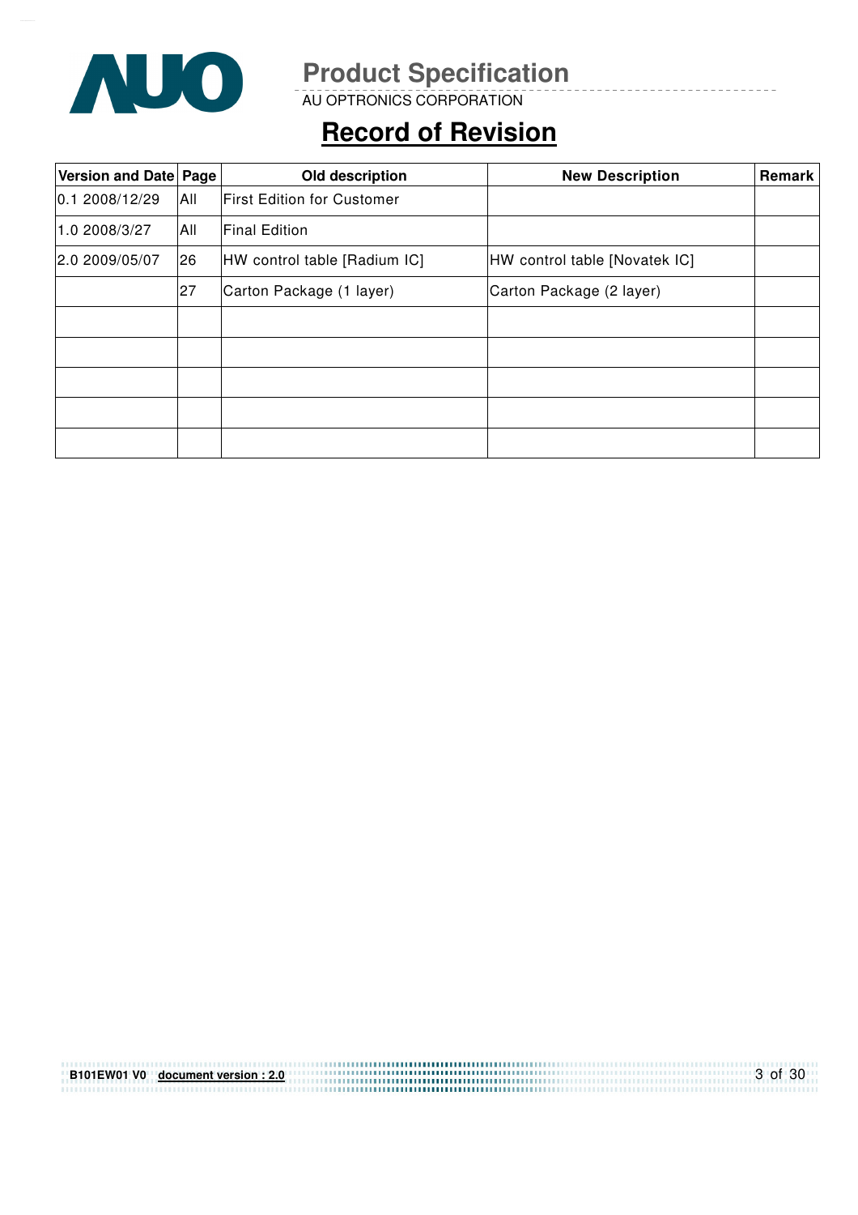## Record of Revision

| Version and Date | Page | Old description | New Description | Remark |
|---|---|---|---|---|
| 0.1 2008/12/29 | All | First Edition for Customer | | |
| 1.0 2008/3/27 | All | Final Edition | | |
| 2.0 2009/05/07 | 26 | HW control table [Radium IC] | HW control table [Novatek IC] | |
| | 27 | Carton Package (1 layer) | Carton Package (2 layer) | |
| | | | | |
| | | | | |
| | | | | |
| | | | | |
| | | | | |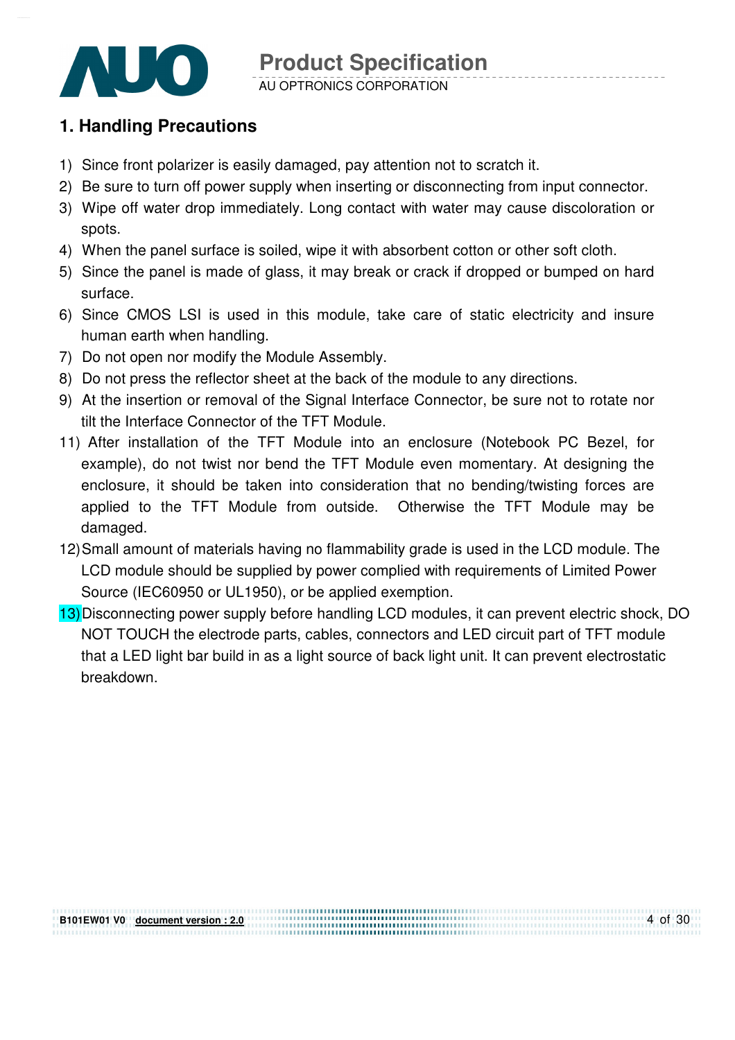## 1. Handling Precautions

1) Since front polarizer is easily damaged, pay attention not to scratch it.
2) Be sure to turn off power supply when inserting or disconnecting from input connector.
3) Wipe off water drop immediately. Long contact with water may cause discoloration or spots.
4) When the panel surface is soiled, wipe it with absorbent cotton or other soft cloth.
5) Since the panel is made of glass, it may break or crack if dropped or bumped on hard surface.
6) Since CMOS LSI is used in this module, take care of static electricity and insure human earth when handling.
7) Do not open nor modify the Module Assembly.
8) Do not press the reflector sheet at the back of the module to any directions.
9) At the insertion or removal of the Signal Interface Connector, be sure not to rotate nor tilt the Interface Connector of the TFT Module.
11) After installation of the TFT Module into an enclosure (Notebook PC Bezel, for example), do not twist nor bend the TFT Module even momentary. At designing the enclosure, it should be taken into consideration that no bending/twisting forces are applied to the TFT Module from outside. Otherwise the TFT Module may be damaged.
12) Small amount of materials having no flammability grade is used in the LCD module. The LCD module should be supplied by power complied with requirements of Limited Power Source (IEC60950 or UL1950), or be applied exemption.
13) Disconnecting power supply before handling LCD modules, it can prevent electric shock, DO NOT TOUCH the electrode parts, cables, connectors and LED circuit part of TFT module that a LED light bar build in as a light source of back light unit. It can prevent electrostatic breakdown.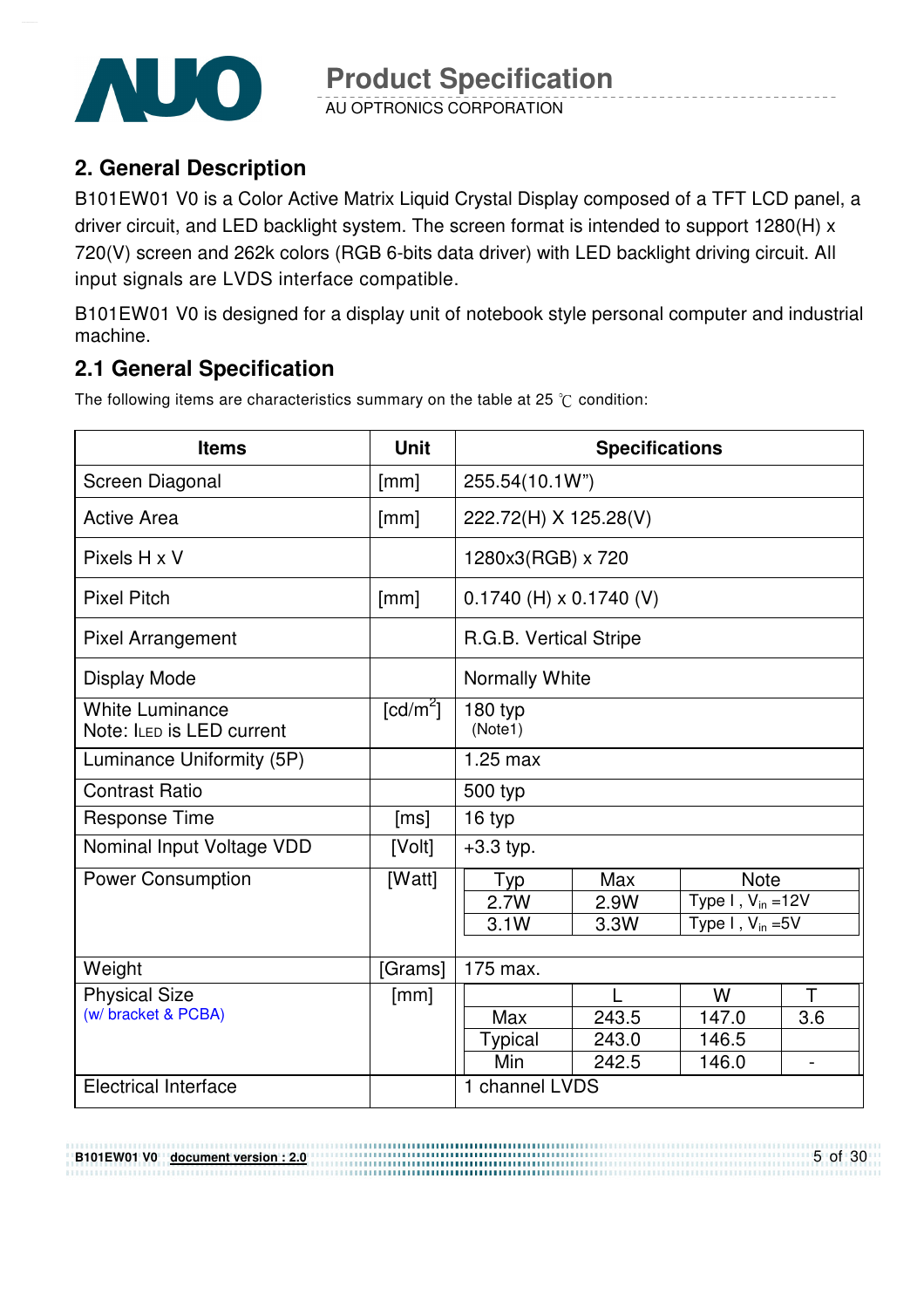## 2. General Description

B101EW01 V0 is a Color Active Matrix Liquid Crystal Display composed of a TFT LCD panel, a driver circuit, and LED backlight system. The screen format is intended to support 1280(H) x 720(V) screen and 262k colors (RGB 6-bits data driver) with LED backlight driving circuit. All input signals are LVDS interface compatible.

B101EW01 V0 is designed for a display unit of notebook style personal computer and industrial machine.

## 2.1 General Specification

The following items are characteristics summary on the table at 25 ℃ condition:

| Items | Unit | Specifications | | | |
|---|---|---|---|---|---|
| Screen Diagonal | [mm] | 255.54(10.1W") | | | |
| Active Area | [mm] | 222.72(H) X 125.28(V) | | | |
| Pixels H x V | | 1280x3(RGB) x 720 | | | |
| Pixel Pitch | [mm] | 0.1740 (H) x 0.1740 (V) | | | |
| Pixel Arrangement | | R.G.B. Vertical Stripe | | | |
| Display Mode | | Normally White | | | |
| White Luminance<br>Note: $I_{LED}$ is LED current | [cd/m$^2$] | 180 typ<br>(Note1) | | | |
| Luminance Uniformity (5P) | | 1.25 max | | | |
| Contrast Ratio | | 500 typ | | | |
| Response Time | [ms] | 16 typ | | | |
| Nominal Input Voltage VDD | [Volt] | +3.3 typ. | | | |
| Power Consumption | [Watt] | Typ | Max | Note | |
| | | 2.7W | 2.9W | Type I , $V_{in}$ =12V | |
| | | 3.1W | 3.3W | Type I , $V_{in}$ =5V | |
| Weight | [Grams] | 175 max. | | | |
| Physical Size<br>(w/ bracket & PCBA) | [mm] | | L | W | T |
| | | Max | 243.5 | 147.0 | 3.6 |
| | | Typical | 243.0 | 146.5 | |
| | | Min | 242.5 | 146.0 | - |
| Electrical Interface | | 1 channel LVDS | | | |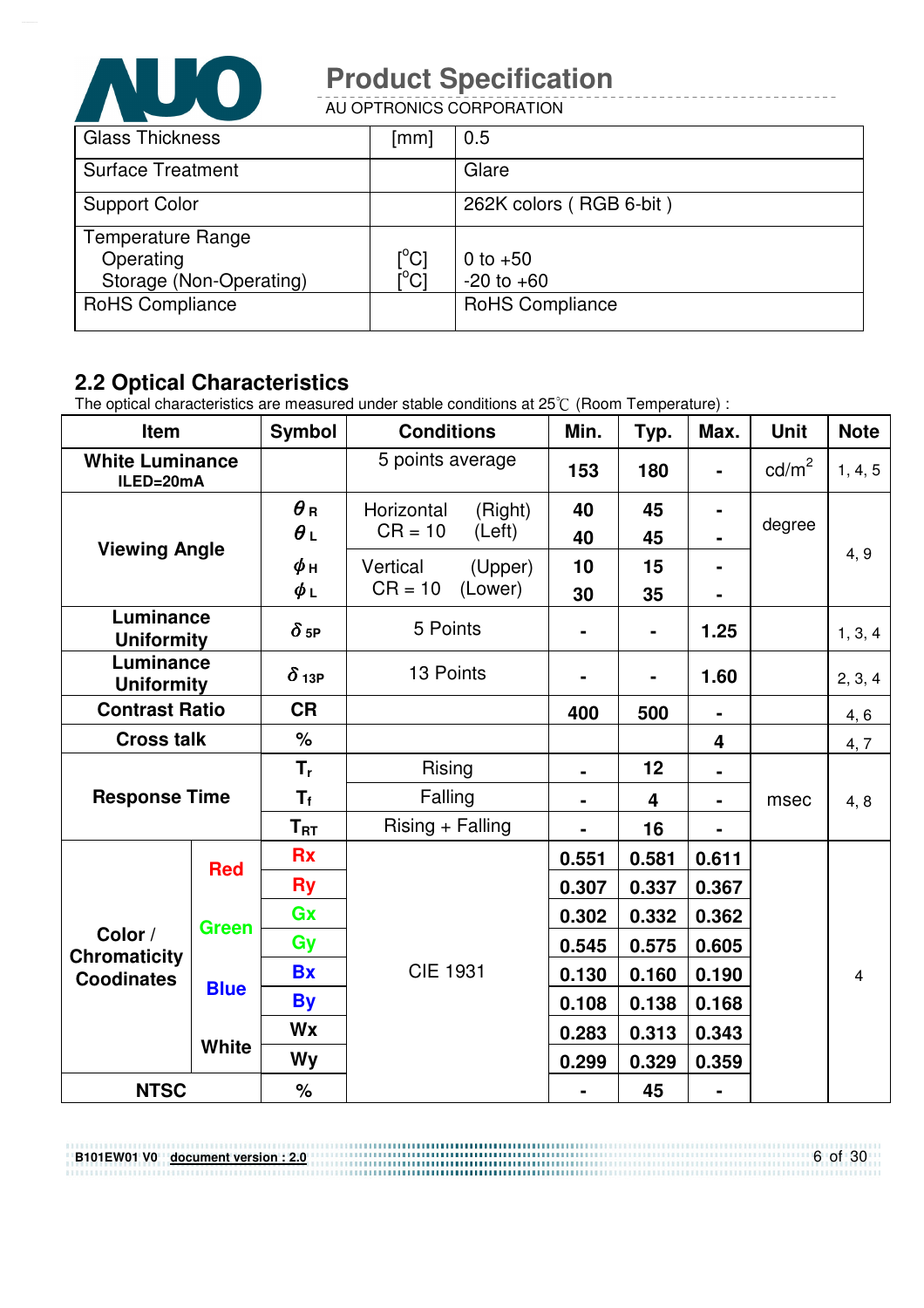| Glass Thickness | [mm] | 0.5 |
|---|---|---|
| Surface Treatment | | Glare |
| Support Color | | 262K colors ( RGB 6-bit ) |
| Temperature Range<br>Operating<br>Storage (Non-Operating) | <br>[°C]<br>[°C] | <br>0 to +50<br>-20 to +60 |
| RoHS Compliance | | RoHS Compliance |

## 2.2 Optical Characteristics

The optical characteristics are measured under stable conditions at 25℃ (Room Temperature) :

| Item | | Symbol | Conditions | Min. | Typ. | Max. | Unit | Note |
|---|---|---|---|---|---|---|---|---|
| **White Luminance**<br>**ILED=20mA** | | | 5 points average | 153 | 180 | - | $cd/m^2$ | 1, 4, 5 |
| **Viewing Angle** | | $\theta_R$ | Horizontal (Right) CR = 10 | 40 | 45 | - | degree | 4, 9 |
| | | $\theta_L$ | Horizontal (Left) CR = 10 | 40 | 45 | - | | |
| | | $\phi_H$ | Vertical (Upper) CR = 10 | 10 | 15 | - | | |
| | | $\phi_L$ | Vertical (Lower) CR = 10 | 30 | 35 | - | | |
| **Luminance Uniformity** | | $\delta_{5P}$ | 5 Points | - | - | 1.25 | | 1, 3, 4 |
| **Luminance Uniformity** | | $\delta_{13P}$ | 13 Points | - | - | 1.60 | | 2, 3, 4 |
| **Contrast Ratio** | | CR | | 400 | 500 | - | | 4, 6 |
| **Cross talk** | | % | | | | 4 | | 4, 7 |
| **Response Time** | | $T_r$ | Rising | - | 12 | - | msec | 4, 8 |
| | | $T_f$ | Falling | - | 4 | - | | |
| | | $T_{RT}$ | Rising + Falling | - | 16 | - | | |
| **Color / Chromaticity Coodinates** | **Red** | Rx | CIE 1931 | 0.551 | 0.581 | 0.611 | | 4 |
| | | Ry | | 0.307 | 0.337 | 0.367 | | |
| | **Green** | Gx | | 0.302 | 0.332 | 0.362 | | |
| | | Gy | | 0.545 | 0.575 | 0.605 | | |
| | **Blue** | Bx | | 0.130 | 0.160 | 0.190 | | |
| | | By | | 0.108 | 0.138 | 0.168 | | |
| | **White** | Wx | | 0.283 | 0.313 | 0.343 | | |
| | | Wy | | 0.299 | 0.329 | 0.359 | | |
| **NTSC** | | % | | - | 45 | - | | |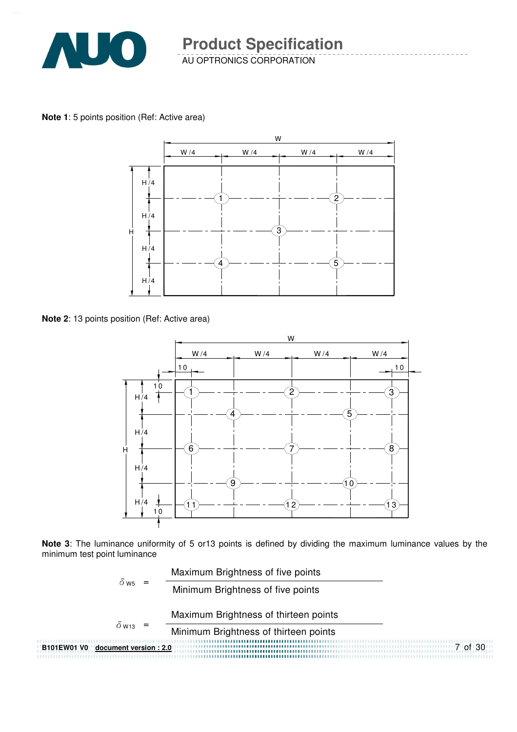**Note 1**: 5 points position (Ref: Active area)

**Note 2**: 13 points position (Ref: Active area)

**Note 3**: The luminance uniformity of 5 or13 points is defined by dividing the maximum luminance values by the minimum test point luminance

$$\delta_{W5} = \frac{\text{Maximum Brightness of five points}}{\text{Minimum Brightness of five points}}$$

$$\delta_{W13} = \frac{\text{Maximum Brightness of thirteen points}}{\text{Minimum Brightness of thirteen points}}$$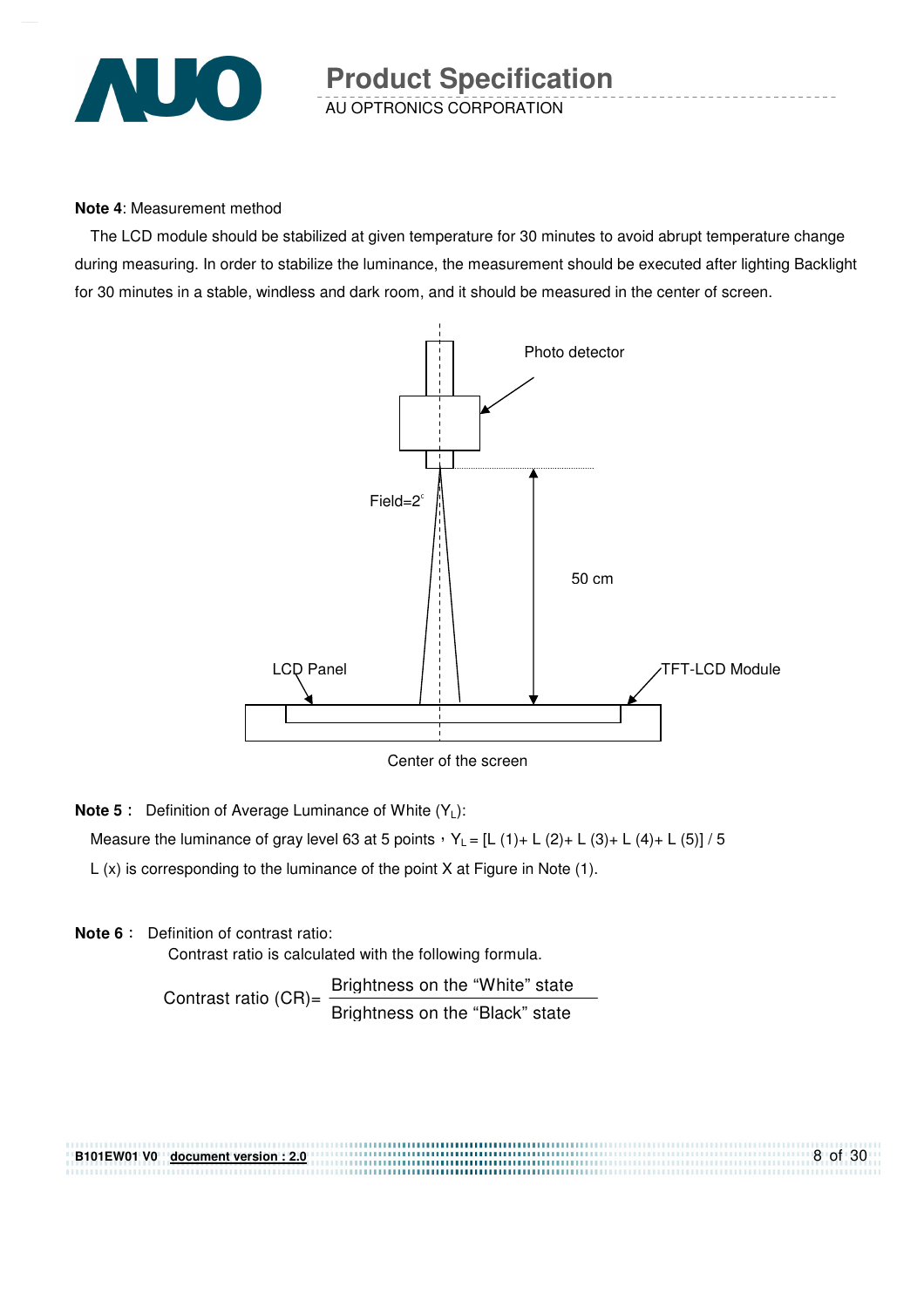**Note 4**: Measurement method

The LCD module should be stabilized at given temperature for 30 minutes to avoid abrupt temperature change during measuring. In order to stabilize the luminance, the measurement should be executed after lighting Backlight for 30 minutes in a stable, windless and dark room, and it should be measured in the center of screen.

Photo detector

Field=2°

50 cm

LCD Panel

TFT-LCD Module

Center of the screen

**Note 5 :** Definition of Average Luminance of White ($Y_L$):

Measure the luminance of gray level 63 at 5 points，$Y_L$ = [L (1)+ L (2)+ L (3)+ L (4)+ L (5)] / 5

L (x) is corresponding to the luminance of the point X at Figure in Note (1).

**Note 6 :** Definition of contrast ratio:

Contrast ratio is calculated with the following formula.

$$\text{Contrast ratio (CR)} = \frac{\text{Brightness on the "White" state}}{\text{Brightness on the "Black" state}}$$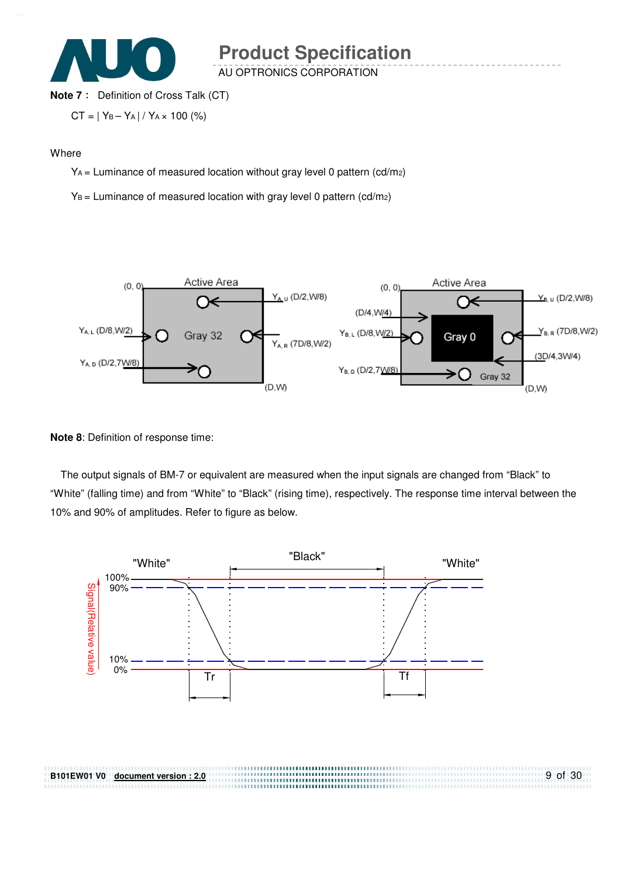**Note 7**： Definition of Cross Talk (CT)

$CT = | Y_B - Y_A | / Y_A \times 100$ (%)

Where

$Y_A$ = Luminance of measured location without gray level 0 pattern (cd/m2)

$Y_B$ = Luminance of measured location with gray level 0 pattern (cd/m2)

**Note 8**: Definition of response time:

The output signals of BM-7 or equivalent are measured when the input signals are changed from "Black" to "White" (falling time) and from "White" to "Black" (rising time), respectively. The response time interval between the 10% and 90% of amplitudes. Refer to figure as below.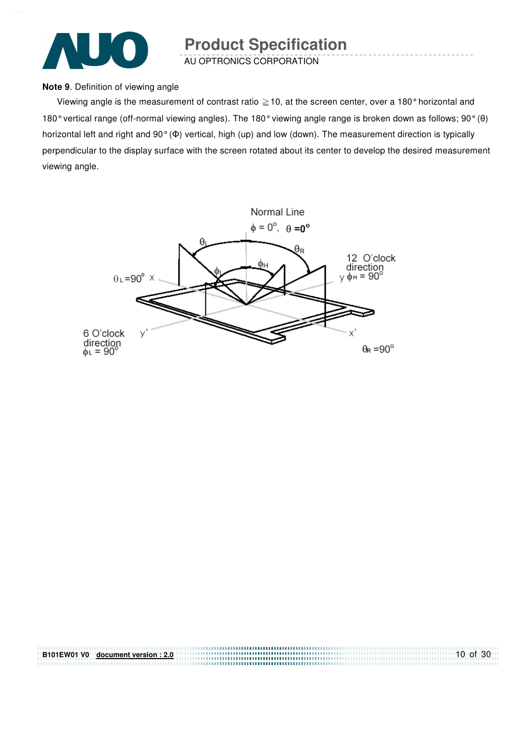**Note 9**. Definition of viewing angle

Viewing angle is the measurement of contrast ratio ≧10, at the screen center, over a 180° horizontal and 180° vertical range (off-normal viewing angles). The 180° viewing angle range is broken down as follows; 90° (θ) horizontal left and right and 90° (Φ) vertical, high (up) and low (down). The measurement direction is typically perpendicular to the display surface with the screen rotated about its center to develop the desired measurement viewing angle.

Normal Line

$\phi = 0^{o}$, $\theta = 0^{o}$

$\theta_L = 90^{o}$ x

12 O'clock direction y $\phi_H = 90^{o}$

6 O'clock direction y' $\phi_L = 90^{o}$

x' $\theta_R = 90^{o}$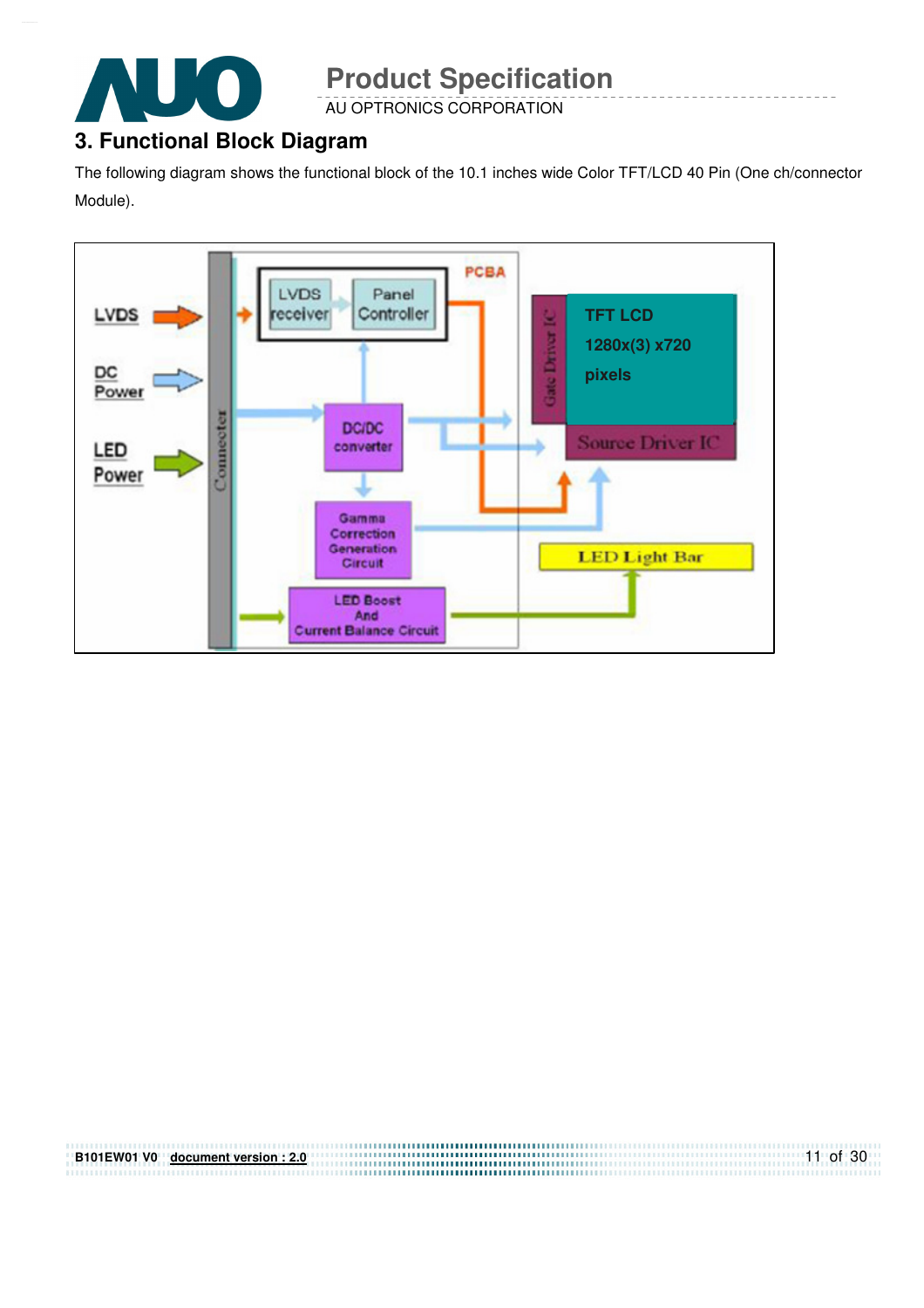## 3. Functional Block Diagram

The following diagram shows the functional block of the 10.1 inches wide Color TFT/LCD 40 Pin (One ch/connector Module).

LVDS

DC Power

LED Power

Connector

PCBA

LVDS receiver

Panel Controller

DC/DC converter

Gamma Correction Generation Circuit

LED Boost And Current Balance Circuit

Gate Driver IC

TFT LCD 1280x(3) x720 pixels

Source Driver IC

LED Light Bar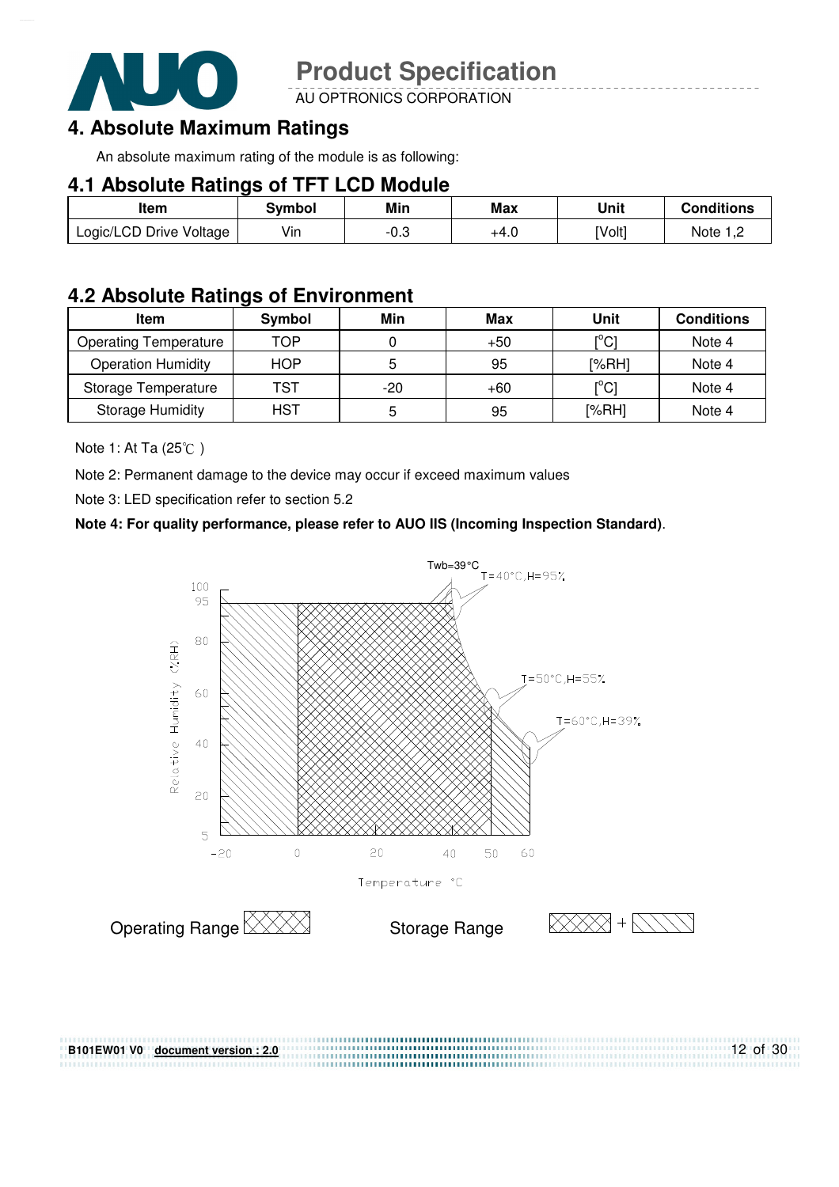## 4. Absolute Maximum Ratings

An absolute maximum rating of the module is as following:

### 4.1 Absolute Ratings of TFT LCD Module

| Item | Symbol | Min | Max | Unit | Conditions |
|---|---|---|---|---|---|
| Logic/LCD Drive Voltage | Vin | -0.3 | +4.0 | [Volt] | Note 1,2 |

### 4.2 Absolute Ratings of Environment

| Item | Symbol | Min | Max | Unit | Conditions |
|---|---|---|---|---|---|
| Operating Temperature | TOP | 0 | +50 | [°C] | Note 4 |
| Operation Humidity | HOP | 5 | 95 | [%RH] | Note 4 |
| Storage Temperature | TST | -20 | +60 | [°C] | Note 4 |
| Storage Humidity | HST | 5 | 95 | [%RH] | Note 4 |

Note 1: At Ta (25℃ )

Note 2: Permanent damage to the device may occur if exceed maximum values

Note 3: LED specification refer to section 5.2

**Note 4: For quality performance, please refer to AUO IIS (Incoming Inspection Standard)**.

Twb=39°C

T=40°C,H=95%

T=50°C,H=55%

T=60°C,H=39%

Relative Humidity (%RH)

Temperature °C

Operating Range

Storage Range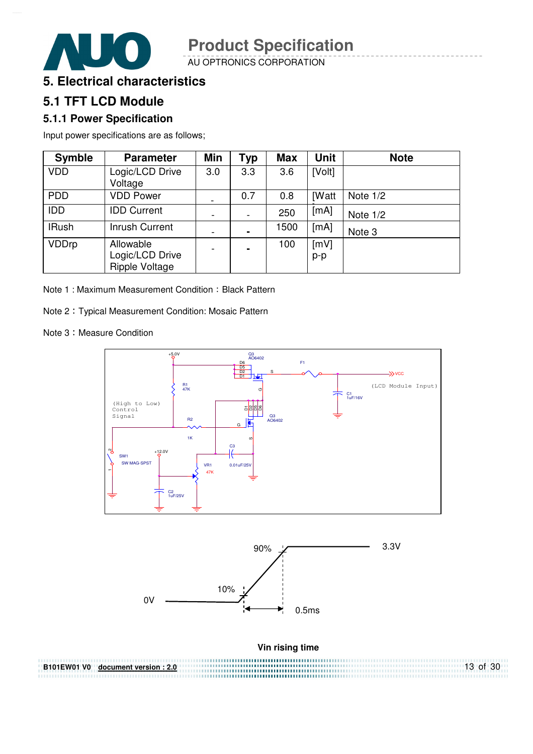# 5. Electrical characteristics

## 5.1 TFT LCD Module

### 5.1.1 Power Specification

Input power specifications are as follows;

| Symble | Parameter | Min | Typ | Max | Unit | Note |
|---|---|---|---|---|---|---|
| VDD | Logic/LCD Drive Voltage | 3.0 | 3.3 | 3.6 | [Volt] | |
| PDD | VDD Power | - | 0.7 | 0.8 | [Watt | Note 1/2 |
| IDD | IDD Current | - | - | 250 | [mA] | Note 1/2 |
| IRush | Inrush Current | - | - | 1500 | [mA] | Note 3 |
| VDDrp | Allowable Logic/LCD Drive Ripple Voltage | - | - | 100 | [mV] p-p | |

Note 1 : Maximum Measurement Condition：Black Pattern

Note 2：Typical Measurement Condition: Mosaic Pattern

Note 3：Measure Condition

Vin rising time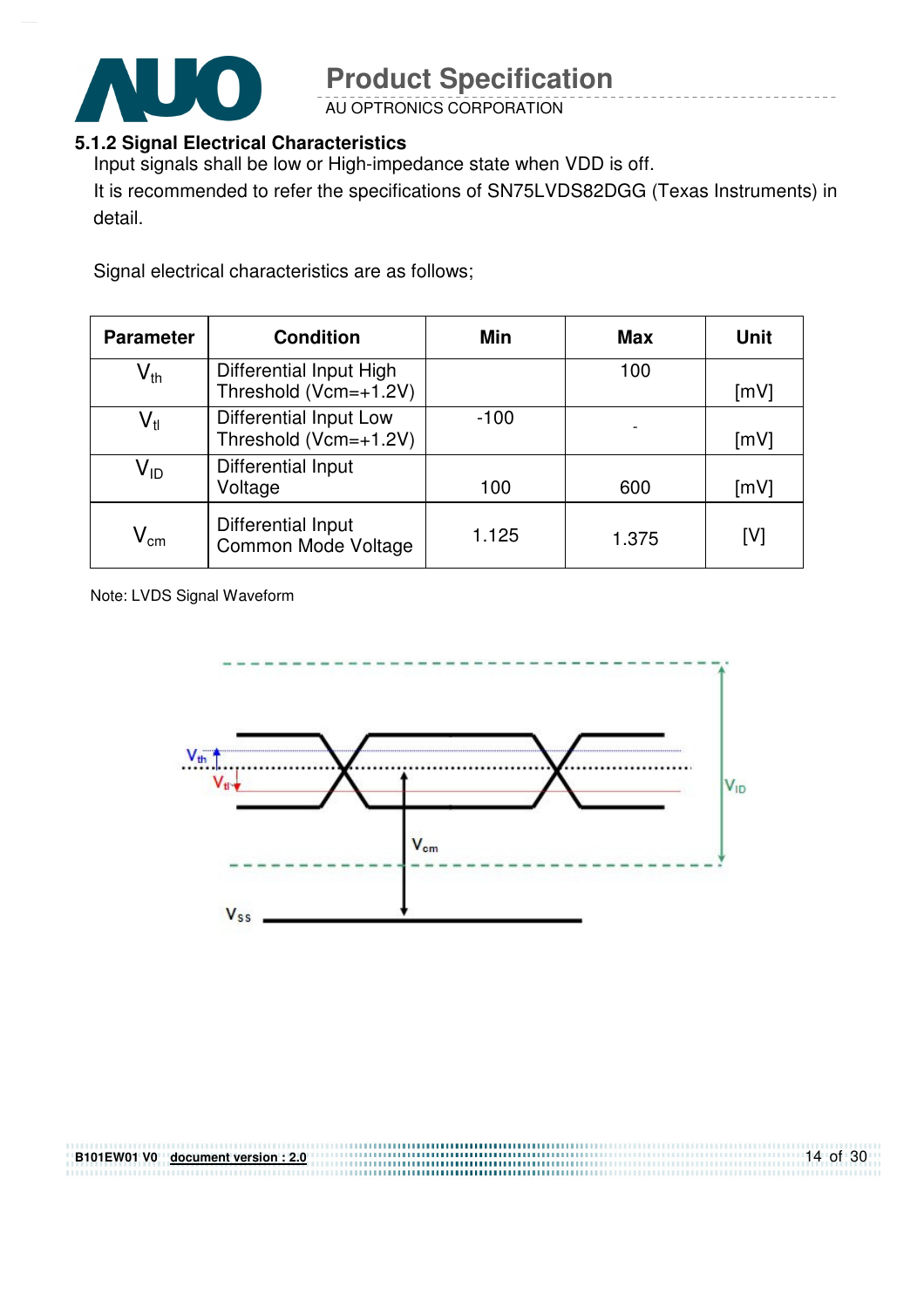### 5.1.2 Signal Electrical Characteristics

Input signals shall be low or High-impedance state when VDD is off.

It is recommended to refer the specifications of SN75LVDS82DGG (Texas Instruments) in detail.

Signal electrical characteristics are as follows;

| Parameter | Condition | Min | Max | Unit |
|---|---|---|---|---|
| $V_{th}$ | Differential Input High Threshold (Vcm=+1.2V) | | 100 | [mV] |
| $V_{tl}$ | Differential Input Low Threshold (Vcm=+1.2V) | -100 | - | [mV] |
| $V_{ID}$ | Differential Input Voltage | 100 | 600 | [mV] |
| $V_{cm}$ | Differential Input Common Mode Voltage | 1.125 | 1.375 | [V] |

Note: LVDS Signal Waveform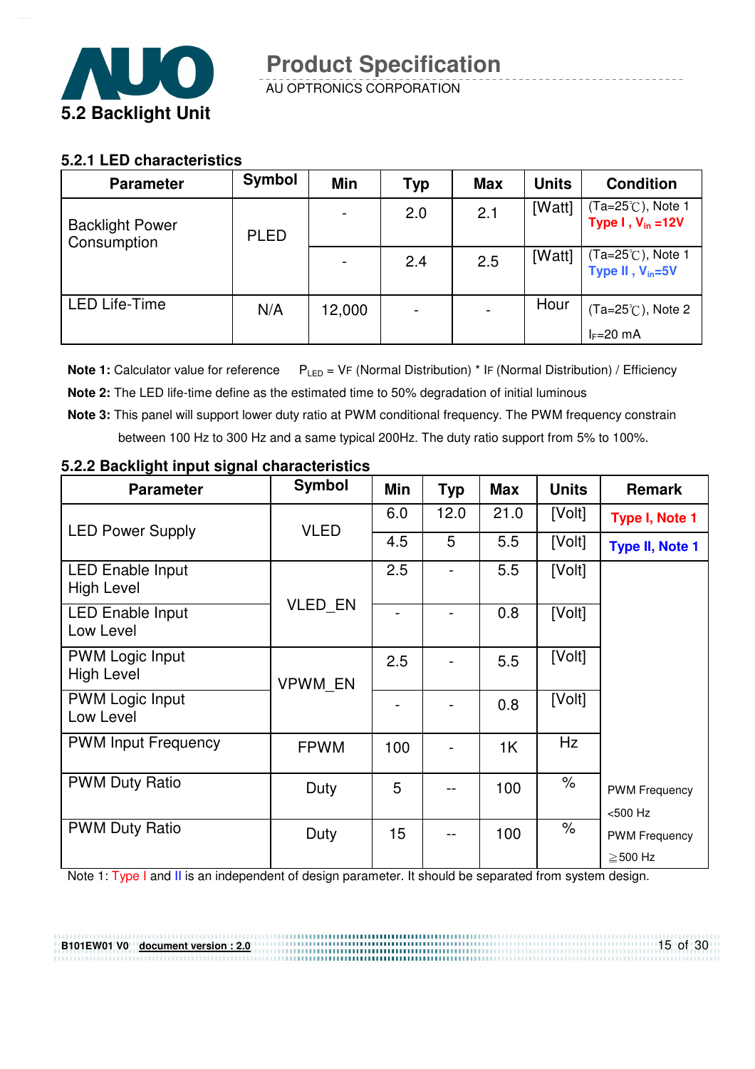## 5.2 Backlight Unit

### 5.2.1 LED characteristics

| Parameter | Symbol | Min | Typ | Max | Units | Condition |
|---|---|---|---|---|---|---|
| Backlight Power Consumption | PLED | - | 2.0 | 2.1 | [Watt] | (Ta=25℃), Note 1 **Type I , $V_{in}$ =12V** |
| | | - | 2.4 | 2.5 | [Watt] | (Ta=25℃), Note 1 **Type II , $V_{in}$=5V** |
| LED Life-Time | N/A | 12,000 | - | - | Hour | (Ta=25℃), Note 2 $I_F$=20 mA |

**Note 1:** Calculator value for reference $P_{LED}$ = VF (Normal Distribution) * IF (Normal Distribution) / Efficiency

**Note 2:** The LED life-time define as the estimated time to 50% degradation of initial luminous

**Note 3:** This panel will support lower duty ratio at PWM conditional frequency. The PWM frequency constrain between 100 Hz to 300 Hz and a same typical 200Hz. The duty ratio support from 5% to 100%.

### 5.2.2 Backlight input signal characteristics

| Parameter | Symbol | Min | Typ | Max | Units | Remark |
|---|---|---|---|---|---|---|
| LED Power Supply | VLED | 6.0 | 12.0 | 21.0 | [Volt] | **Type I, Note 1** |
| | | 4.5 | 5 | 5.5 | [Volt] | **Type II, Note 1** |
| LED Enable Input High Level | VLED_EN | 2.5 | - | 5.5 | [Volt] | |
| LED Enable Input Low Level | | - | - | 0.8 | [Volt] | |
| PWM Logic Input High Level | VPWM_EN | 2.5 | - | 5.5 | [Volt] | |
| PWM Logic Input Low Level | | - | - | 0.8 | [Volt] | |
| PWM Input Frequency | FPWM | 100 | - | 1K | Hz | |
| PWM Duty Ratio | Duty | 5 | -- | 100 | % | PWM Frequency <500 Hz |
| PWM Duty Ratio | Duty | 15 | -- | 100 | % | PWM Frequency ≧500 Hz |

Note 1: Type I and II is an independent of design parameter. It should be separated from system design.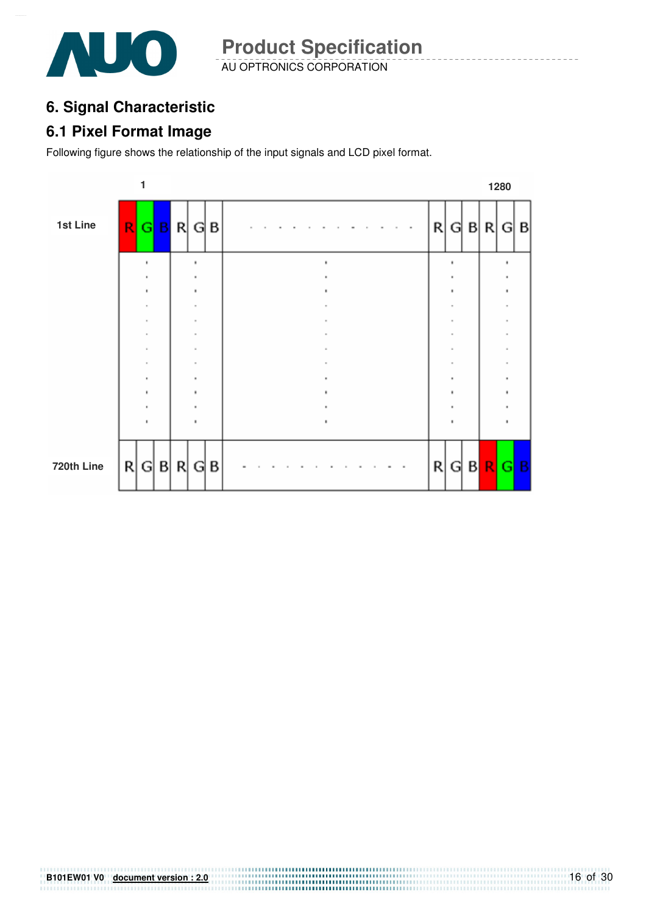# 6. Signal Characteristic

## 6.1 Pixel Format Image

Following figure shows the relationship of the input signals and LCD pixel format.

| | 1 | | | | | | | | | | | 1280 | |
|---|---|---|---|---|---|---|---|---|---|---|---|---|---|
| 1st Line | R | G | B | R | G | B | . . . . . . . . . . . . | R | G | B | R | G | B |
| | . | | | . | | | . | | . | | | . | |
| 720th Line | R | G | B | R | G | B | . . . . . . . . . . . . | R | G | B | R | G | B |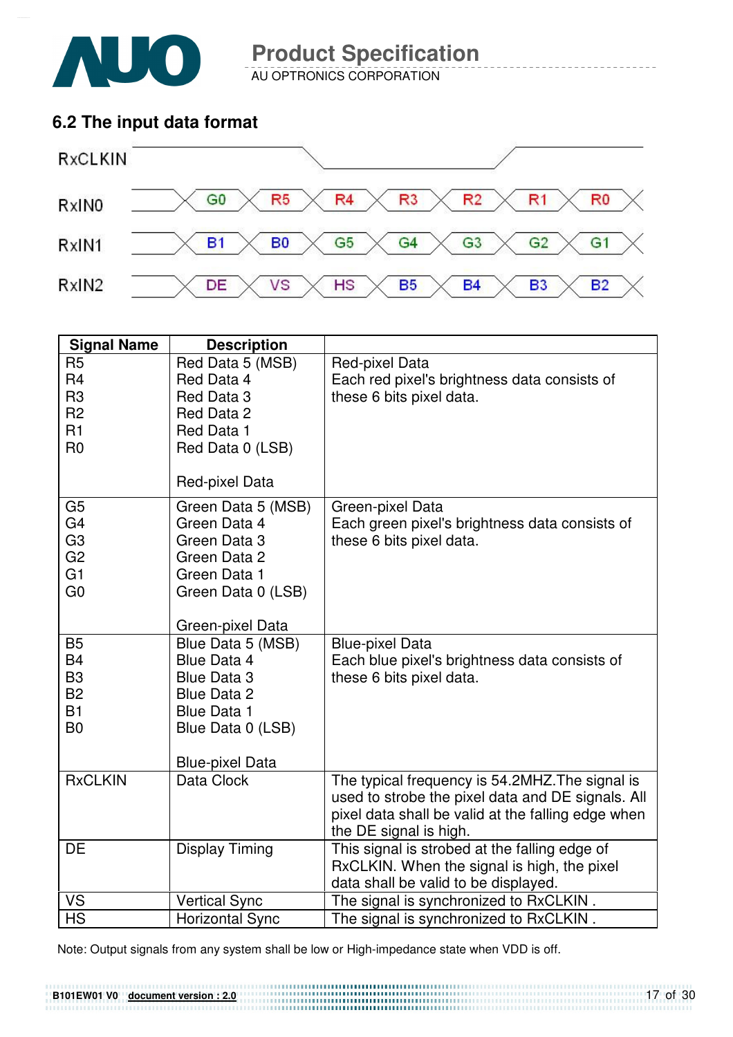## 6.2 The input data format

| RxCLKIN | | | | | | | |
|---|---|---|---|---|---|---|---|
| RxIN0 | G0 | R5 | R4 | R3 | R2 | R1 | R0 |
| RxIN1 | B1 | B0 | G5 | G4 | G3 | G2 | G1 |
| RxIN2 | DE | VS | HS | B5 | B4 | B3 | B2 |

| Signal Name | Description | |
|---|---|---|
| R5<br>R4<br>R3<br>R2<br>R1<br>R0 | Red Data 5 (MSB)<br>Red Data 4<br>Red Data 3<br>Red Data 2<br>Red Data 1<br>Red Data 0 (LSB)<br><br>Red-pixel Data | Red-pixel Data<br>Each red pixel's brightness data consists of these 6 bits pixel data. |
| G5<br>G4<br>G3<br>G2<br>G1<br>G0 | Green Data 5 (MSB)<br>Green Data 4<br>Green Data 3<br>Green Data 2<br>Green Data 1<br>Green Data 0 (LSB)<br><br>Green-pixel Data | Green-pixel Data<br>Each green pixel's brightness data consists of these 6 bits pixel data. |
| B5<br>B4<br>B3<br>B2<br>B1<br>B0 | Blue Data 5 (MSB)<br>Blue Data 4<br>Blue Data 3<br>Blue Data 2<br>Blue Data 1<br>Blue Data 0 (LSB)<br><br>Blue-pixel Data | Blue-pixel Data<br>Each blue pixel's brightness data consists of these 6 bits pixel data. |
| RxCLKIN | Data Clock | The typical frequency is 54.2MHZ.The signal is used to strobe the pixel data and DE signals. All pixel data shall be valid at the falling edge when the DE signal is high. |
| DE | Display Timing | This signal is strobed at the falling edge of RxCLKIN. When the signal is high, the pixel data shall be valid to be displayed. |
| VS | Vertical Sync | The signal is synchronized to RxCLKIN . |
| HS | Horizontal Sync | The signal is synchronized to RxCLKIN . |

Note: Output signals from any system shall be low or High-impedance state when VDD is off.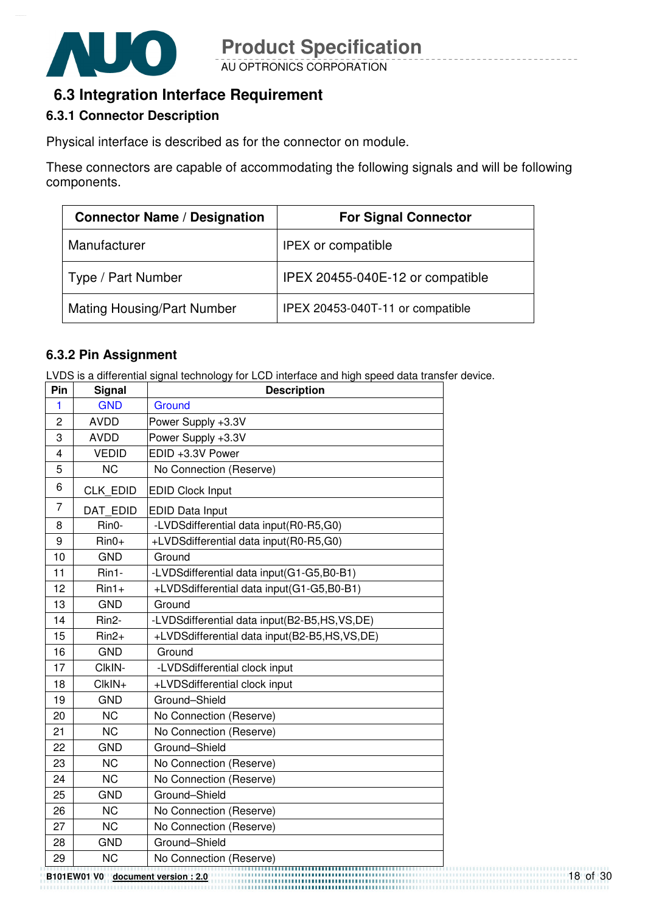## 6.3 Integration Interface Requirement

### 6.3.1 Connector Description

Physical interface is described as for the connector on module.

These connectors are capable of accommodating the following signals and will be following components.

| Connector Name / Designation | For Signal Connector |
|---|---|
| Manufacturer | IPEX or compatible |
| Type / Part Number | IPEX 20455-040E-12 or compatible |
| Mating Housing/Part Number | IPEX 20453-040T-11 or compatible |

### 6.3.2 Pin Assignment

LVDS is a differential signal technology for LCD interface and high speed data transfer device.

| Pin | Signal | Description |
|---|---|---|
| 1 | GND | Ground |
| 2 | AVDD | Power Supply +3.3V |
| 3 | AVDD | Power Supply +3.3V |
| 4 | VEDID | EDID +3.3V Power |
| 5 | NC | No Connection (Reserve) |
| 6 | CLK_EDID | EDID Clock Input |
| 7 | DAT_EDID | EDID Data Input |
| 8 | Rin0- | -LVDSdifferential data input(R0-R5,G0) |
| 9 | Rin0+ | +LVDSdifferential data input(R0-R5,G0) |
| 10 | GND | Ground |
| 11 | Rin1- | -LVDSdifferential data input(G1-G5,B0-B1) |
| 12 | Rin1+ | +LVDSdifferential data input(G1-G5,B0-B1) |
| 13 | GND | Ground |
| 14 | Rin2- | -LVDSdifferential data input(B2-B5,HS,VS,DE) |
| 15 | Rin2+ | +LVDSdifferential data input(B2-B5,HS,VS,DE) |
| 16 | GND | Ground |
| 17 | ClkIN- | -LVDSdifferential clock input |
| 18 | ClkIN+ | +LVDSdifferential clock input |
| 19 | GND | Ground–Shield |
| 20 | NC | No Connection (Reserve) |
| 21 | NC | No Connection (Reserve) |
| 22 | GND | Ground–Shield |
| 23 | NC | No Connection (Reserve) |
| 24 | NC | No Connection (Reserve) |
| 25 | GND | Ground–Shield |
| 26 | NC | No Connection (Reserve) |
| 27 | NC | No Connection (Reserve) |
| 28 | GND | Ground–Shield |
| 29 | NC | No Connection (Reserve) |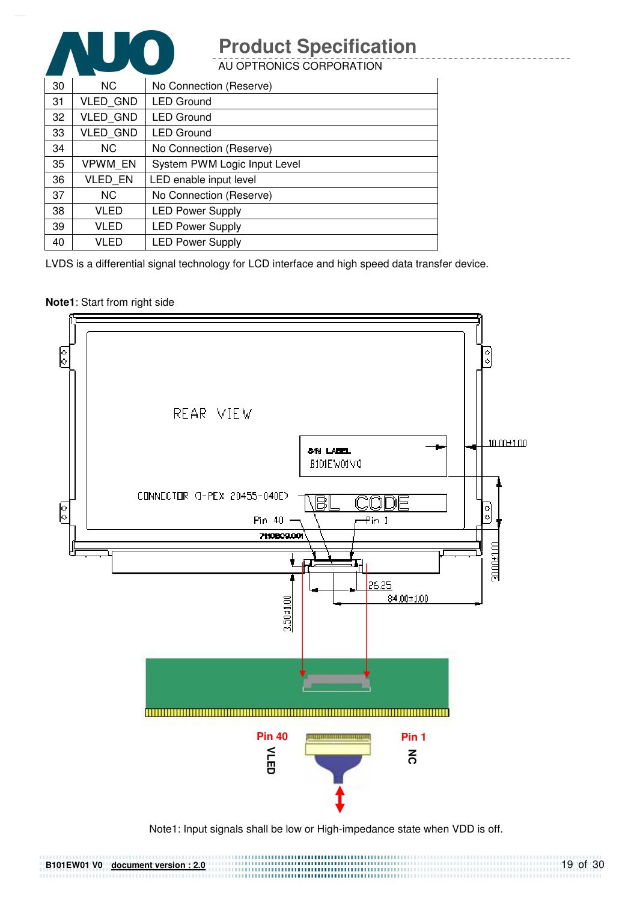| 30 | NC | No Connection (Reserve) |
|---|---|---|
| 31 | VLED_GND | LED Ground |
| 32 | VLED_GND | LED Ground |
| 33 | VLED_GND | LED Ground |
| 34 | NC | No Connection (Reserve) |
| 35 | VPWM_EN | System PWM Logic Input Level |
| 36 | VLED_EN | LED enable input level |
| 37 | NC | No Connection (Reserve) |
| 38 | VLED | LED Power Supply |
| 39 | VLED | LED Power Supply |
| 40 | VLED | LED Power Supply |

LVDS is a differential signal technology for LCD interface and high speed data transfer device.

**Note1**: Start from right side

REAR VIEW

S/N LABEL
B101EW01V0

CONNECTOR (I-PEX 20455-040E)

BL CODE

Pin 40 Pin 1

7110B09.001

10.00±1.00

30.00±1.00

26.25

84.00±1.00

3.50±1.00

Pin 40 Pin 1

VLED NC

Note1: Input signals shall be low or High-impedance state when VDD is off.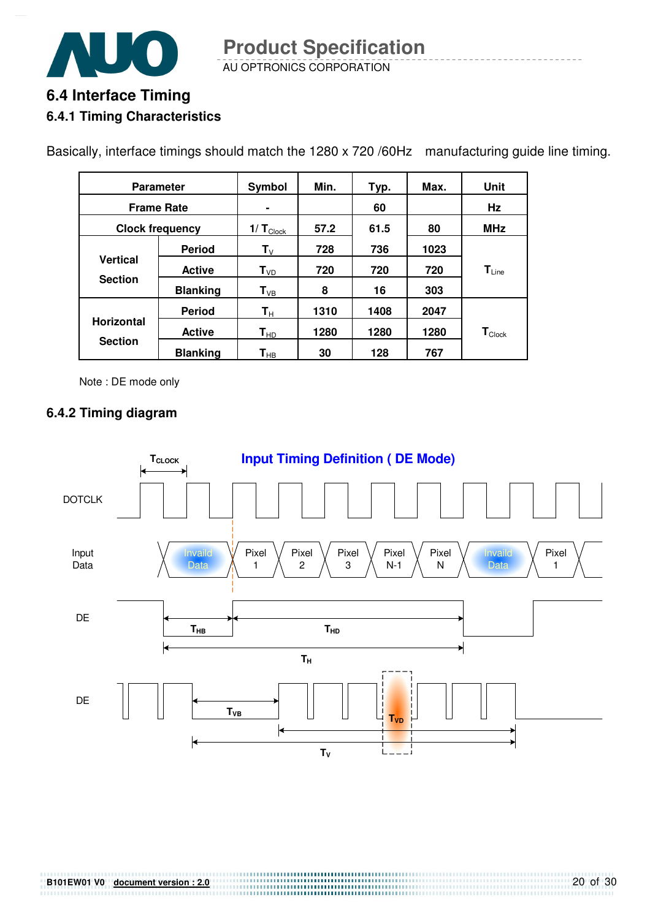## 6.4 Interface Timing

### 6.4.1 Timing Characteristics

Basically, interface timings should match the 1280 x 720 /60Hz manufacturing guide line timing.

| Parameter | | Symbol | Min. | Typ. | Max. | Unit |
|---|---|---|---|---|---|---|
| Frame Rate | | - | | 60 | | Hz |
| Clock frequency | | $1/T_{Clock}$ | 57.2 | 61.5 | 80 | MHz |
| Vertical Section | Period | $T_V$ | 728 | 736 | 1023 | $T_{Line}$ |
| | Active | $T_{VD}$ | 720 | 720 | 720 | |
| | Blanking | $T_{VB}$ | 8 | 16 | 303 | |
| Horizontal Section | Period | $T_H$ | 1310 | 1408 | 2047 | $T_{Clock}$ |
| | Active | $T_{HD}$ | 1280 | 1280 | 1280 | |
| | Blanking | $T_{HB}$ | 30 | 128 | 767 | |

Note : DE mode only

### 6.4.2 Timing diagram

**Input Timing Definition ( DE Mode)**

$T_{CLOCK}$

DOTCLK

Input Data: Invaild Data | Pixel 1 | Pixel 2 | Pixel 3 | Pixel N-1 | Pixel N | Invaild Data | Pixel 1

DE: $T_{HB}$, $T_{HD}$, $T_H$

DE: $T_{VB}$, $T_{VD}$, $T_V$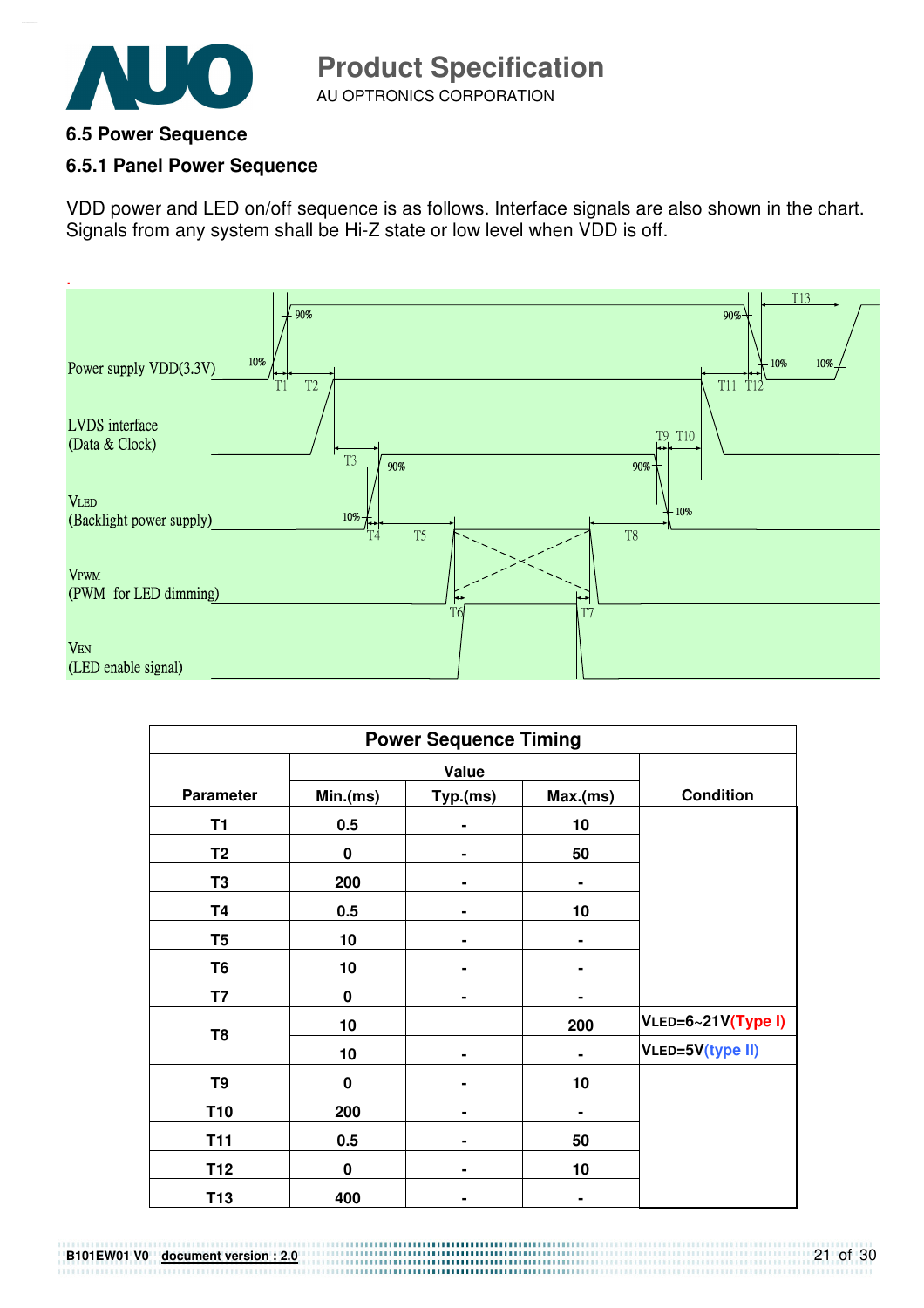## 6.5 Power Sequence

### 6.5.1 Panel Power Sequence

VDD power and LED on/off sequence is as follows. Interface signals are also shown in the chart. Signals from any system shall be Hi-Z state or low level when VDD is off.

| Power Sequence Timing | | | | |
|---|---|---|---|---|
| Parameter | Value | | | Condition |
| | Min.(ms) | Typ.(ms) | Max.(ms) | |
| T1 | 0.5 | - | 10 | |
| T2 | 0 | - | 50 | |
| T3 | 200 | - | - | |
| T4 | 0.5 | - | 10 | |
| T5 | 10 | - | - | |
| T6 | 10 | - | - | |
| T7 | 0 | - | - | |
| T8 | 10 | | 200 | VLED=6~21V(Type I) |
| | 10 | - | - | VLED=5V(type II) |
| T9 | 0 | - | 10 | |
| T10 | 200 | - | - | |
| T11 | 0.5 | - | 50 | |
| T12 | 0 | - | 10 | |
| T13 | 400 | - | - | |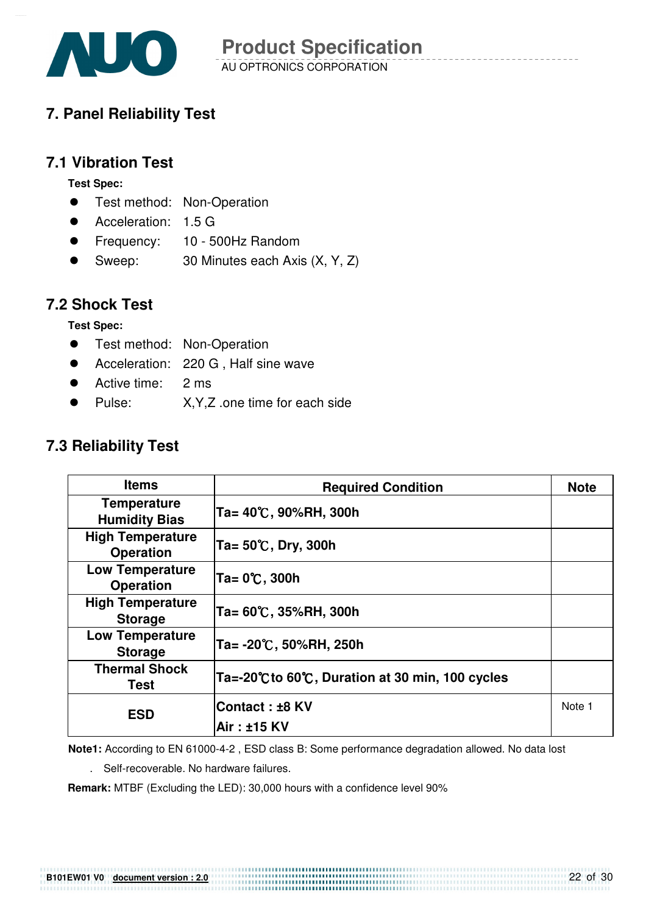## 7. Panel Reliability Test

### 7.1 Vibration Test

**Test Spec:**

- Test method: Non-Operation
- Acceleration: 1.5 G
- Frequency: 10 - 500Hz Random
- Sweep: 30 Minutes each Axis (X, Y, Z)

### 7.2 Shock Test

**Test Spec:**

- Test method: Non-Operation
- Acceleration: 220 G , Half sine wave
- Active time: 2 ms
- Pulse: X,Y,Z .one time for each side

### 7.3 Reliability Test

| Items | Required Condition | Note |
|---|---|---|
| Temperature Humidity Bias | Ta= 40℃, 90%RH, 300h | |
| High Temperature Operation | Ta= 50℃, Dry, 300h | |
| Low Temperature Operation | Ta= 0℃, 300h | |
| High Temperature Storage | Ta= 60℃, 35%RH, 300h | |
| Low Temperature Storage | Ta= -20℃, 50%RH, 250h | |
| Thermal Shock Test | Ta=-20℃to 60℃, Duration at 30 min, 100 cycles | |
| ESD | Contact : ±8 KV<br>Air : ±15 KV | Note 1 |

**Note1:** According to EN 61000-4-2 , ESD class B: Some performance degradation allowed. No data lost

. Self-recoverable. No hardware failures.

**Remark:** MTBF (Excluding the LED): 30,000 hours with a confidence level 90%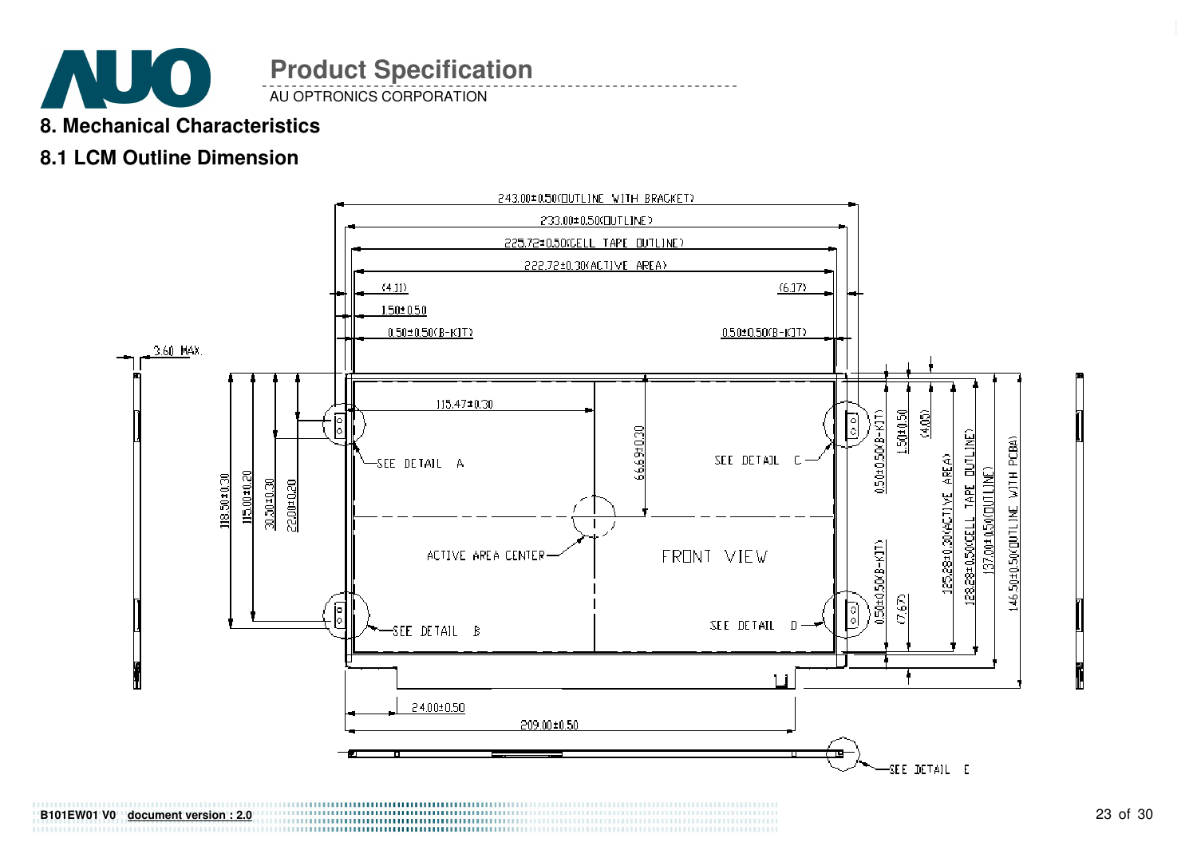## 8. Mechanical Characteristics

### 8.1 LCM Outline Dimension

243.00±0.50(OUTLINE WITH BRACKET)

233.00±0.50(OUTLINE)

225.72±0.50(CELL TAPE OUTLINE)

222.72±0.30(ACTIVE AREA)

(4.11)

(6.17)

1.50±0.50

0.50±0.50(B-KIT)

0.50±0.50(B-KIT)

3.60 MAX.

115.47±0.30

66.69±0.30

118.50±0.30

115.00±0.20

30.50±0.30

22.00±0.20

SEE DETAIL A

SEE DETAIL B

SEE DETAIL C

SEE DETAIL D

ACTIVE AREA CENTER

FRONT VIEW

0.50±0.50(B-KIT)

1.50±0.50

(4.05)

0.50±0.50(B-KIT)

(7.67)

125.28±0.30(ACTIVE AREA)

128.28±0.50(CELL TAPE OUTLINE)

137.00±0.50(OUTLINE)

146.50±0.50(OUTLINE WITH PCBA)

24.00±0.50

209.00±0.50

SEE DETAIL E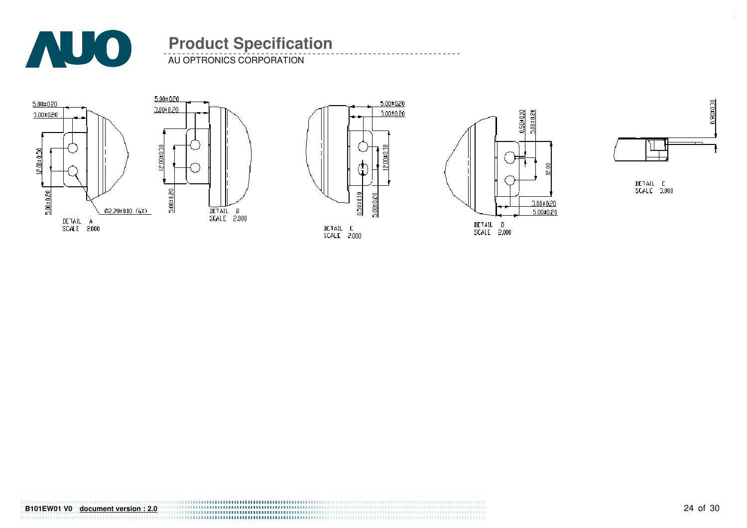5.00±0.20

3.00±0.20

12.00±0.30

5.00±0.20

Ø2.20±0.10 (6X)

DETAIL A
SCALE 2.000

5.00±0.20

3.00±0.20

12.00±0.30

5.00±0.20

DETAIL B
SCALE 2.000

5.00±0.20

3.00±0.20

12.00±0.10

0.50±0.10

5.00±0.20

DETAIL C
SCALE 2.000

0.50±0.10

5.00±0.20

12.00

3.00±0.20

5.00±0.20

DETAIL D
SCALE 2.000

0.90±0.30

DETAIL E
SCALE 3.000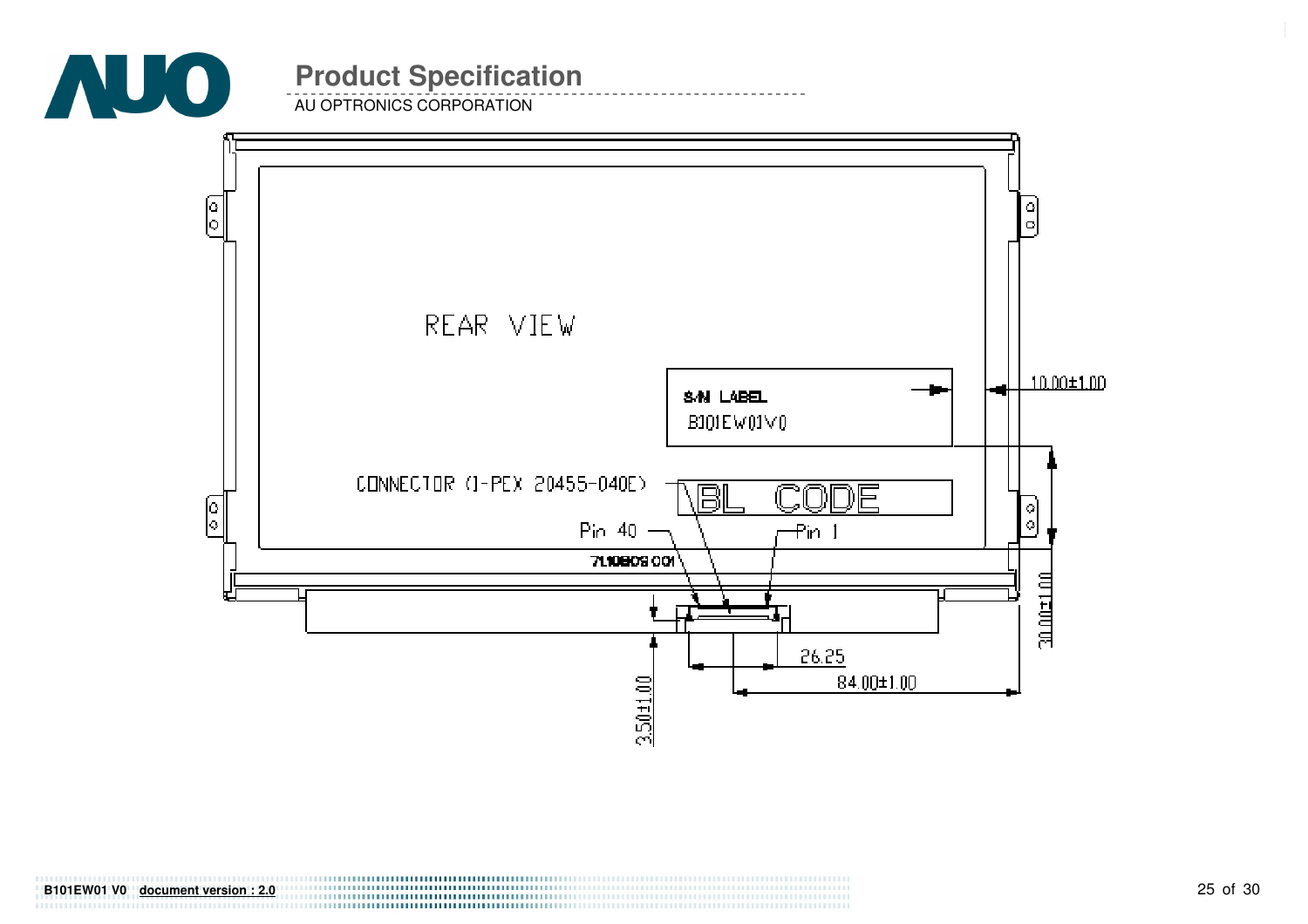REAR VIEW

S/N LABEL

B101EW01V0

CONNECTOR (I-PEX 20455-040E)

BL CODE

Pin 40

Pin 1

71.10BOS 001

10.00±1.00

30.00±1.00

26.25

84.00±1.00

3.50±1.00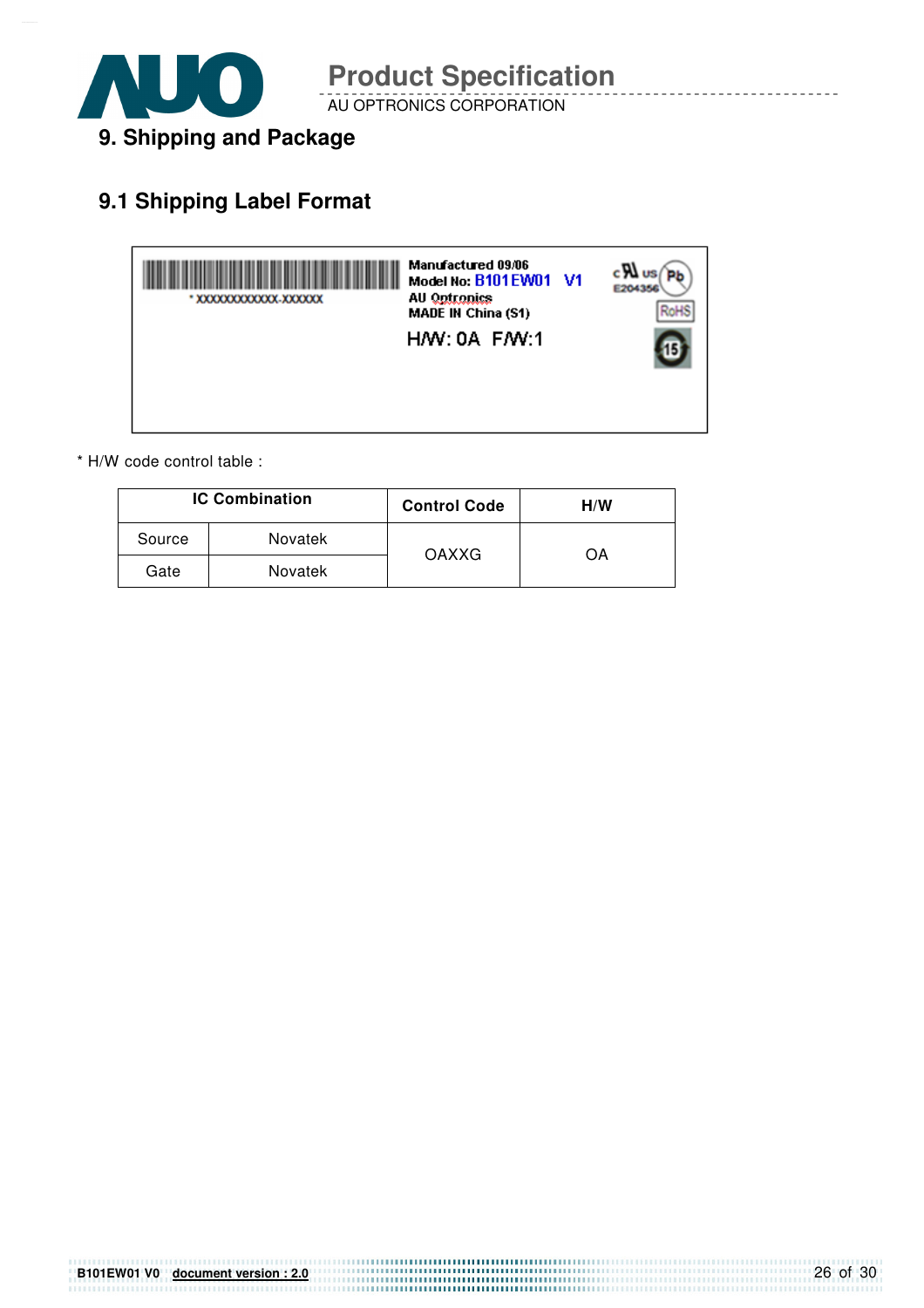## 9. Shipping and Package

### 9.1 Shipping Label Format

```
* XXXXXXXXXXXX-XXXXXX

Manufactured 09/06
Model No: B101EW01 V1
AU Optronics
MADE IN China (S1)
H/W: 0A F/W:1

E204356
RoHS
```

* H/W code control table :

| IC Combination | | Control Code | H/W |
|---|---|---|---|
| Source | Novatek | OAXXG | OA |
| Gate | Novatek | | |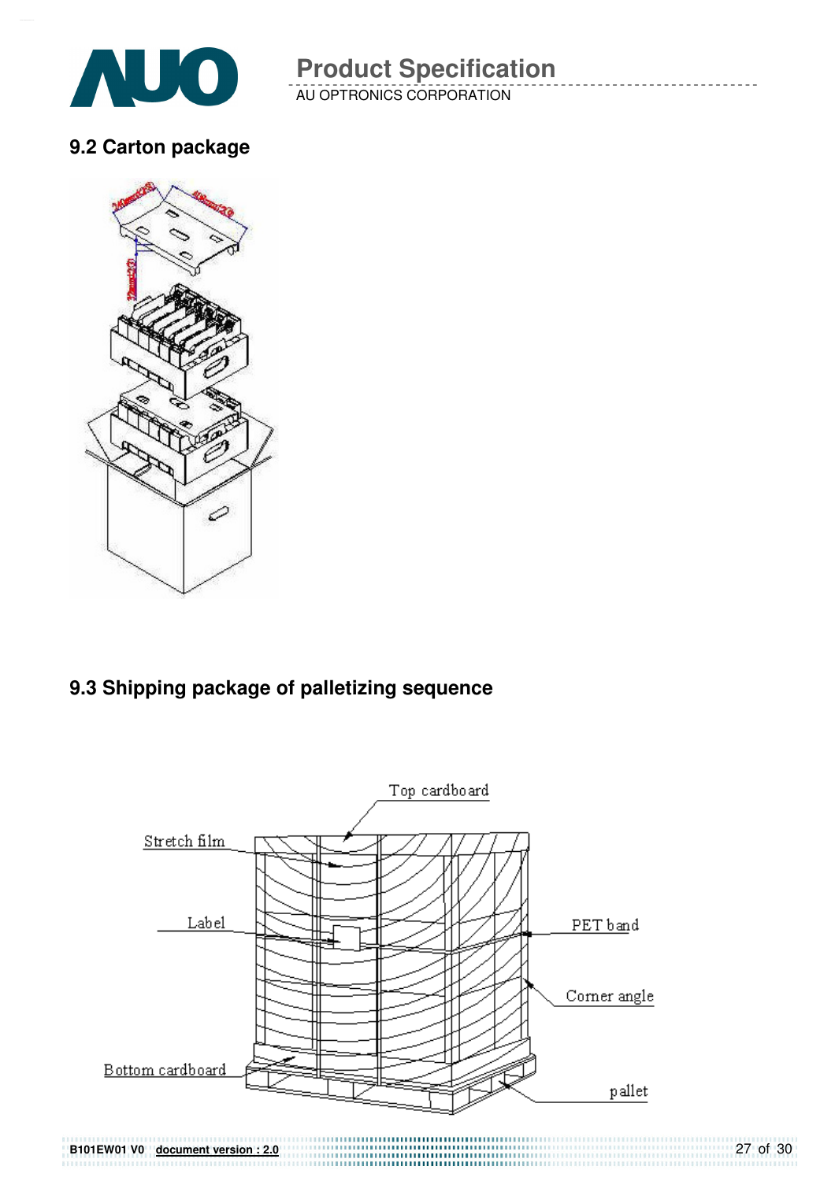## 9.2 Carton package

## 9.3 Shipping package of palletizing sequence

Top cardboard

Stretch film

Label

PET band

Corner angle

Bottom cardboard

pallet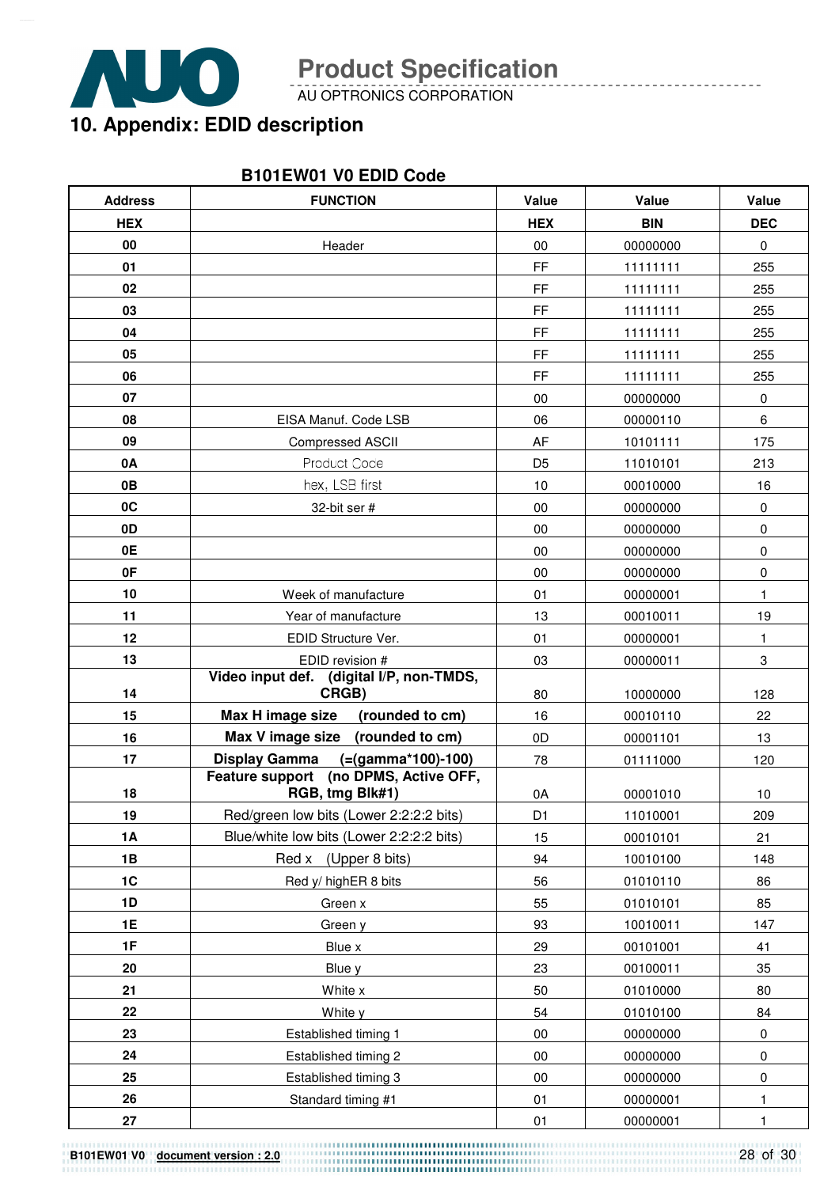## 10. Appendix: EDID description

**B101EW01 V0 EDID Code**

| Address | FUNCTION | Value | Value | Value |
|---|---|---|---|---|
| **HEX** | | **HEX** | **BIN** | **DEC** |
| **00** | Header | 00 | 00000000 | 0 |
| **01** | | FF | 11111111 | 255 |
| **02** | | FF | 11111111 | 255 |
| **03** | | FF | 11111111 | 255 |
| **04** | | FF | 11111111 | 255 |
| **05** | | FF | 11111111 | 255 |
| **06** | | FF | 11111111 | 255 |
| **07** | | 00 | 00000000 | 0 |
| **08** | EISA Manuf. Code LSB | 06 | 00000110 | 6 |
| **09** | Compressed ASCII | AF | 10101111 | 175 |
| **0A** | Product Code | D5 | 11010101 | 213 |
| **0B** | hex, LSB first | 10 | 00010000 | 16 |
| **0C** | 32-bit ser # | 00 | 00000000 | 0 |
| **0D** | | 00 | 00000000 | 0 |
| **0E** | | 00 | 00000000 | 0 |
| **0F** | | 00 | 00000000 | 0 |
| **10** | Week of manufacture | 01 | 00000001 | 1 |
| **11** | Year of manufacture | 13 | 00010011 | 19 |
| **12** | EDID Structure Ver. | 01 | 00000001 | 1 |
| **13** | EDID revision # | 03 | 00000011 | 3 |
| **14** | **Video input def. (digital I/P, non-TMDS, CRGB)** | 80 | 10000000 | 128 |
| **15** | **Max H image size (rounded to cm)** | 16 | 00010110 | 22 |
| **16** | **Max V image size (rounded to cm)** | 0D | 00001101 | 13 |
| **17** | **Display Gamma (=(gamma*100)-100)** | 78 | 01111000 | 120 |
| **18** | **Feature support (no DPMS, Active OFF, RGB, tmg Blk#1)** | 0A | 00001010 | 10 |
| **19** | Red/green low bits (Lower 2:2:2:2 bits) | D1 | 11010001 | 209 |
| **1A** | Blue/white low bits (Lower 2:2:2:2 bits) | 15 | 00010101 | 21 |
| **1B** | Red x (Upper 8 bits) | 94 | 10010100 | 148 |
| **1C** | Red y/ highER 8 bits | 56 | 01010110 | 86 |
| **1D** | Green x | 55 | 01010101 | 85 |
| **1E** | Green y | 93 | 10010011 | 147 |
| **1F** | Blue x | 29 | 00101001 | 41 |
| **20** | Blue y | 23 | 00100011 | 35 |
| **21** | White x | 50 | 01010000 | 80 |
| **22** | White y | 54 | 01010100 | 84 |
| **23** | Established timing 1 | 00 | 00000000 | 0 |
| **24** | Established timing 2 | 00 | 00000000 | 0 |
| **25** | Established timing 3 | 00 | 00000000 | 0 |
| **26** | Standard timing #1 | 01 | 00000001 | 1 |
| **27** | | 01 | 00000001 | 1 |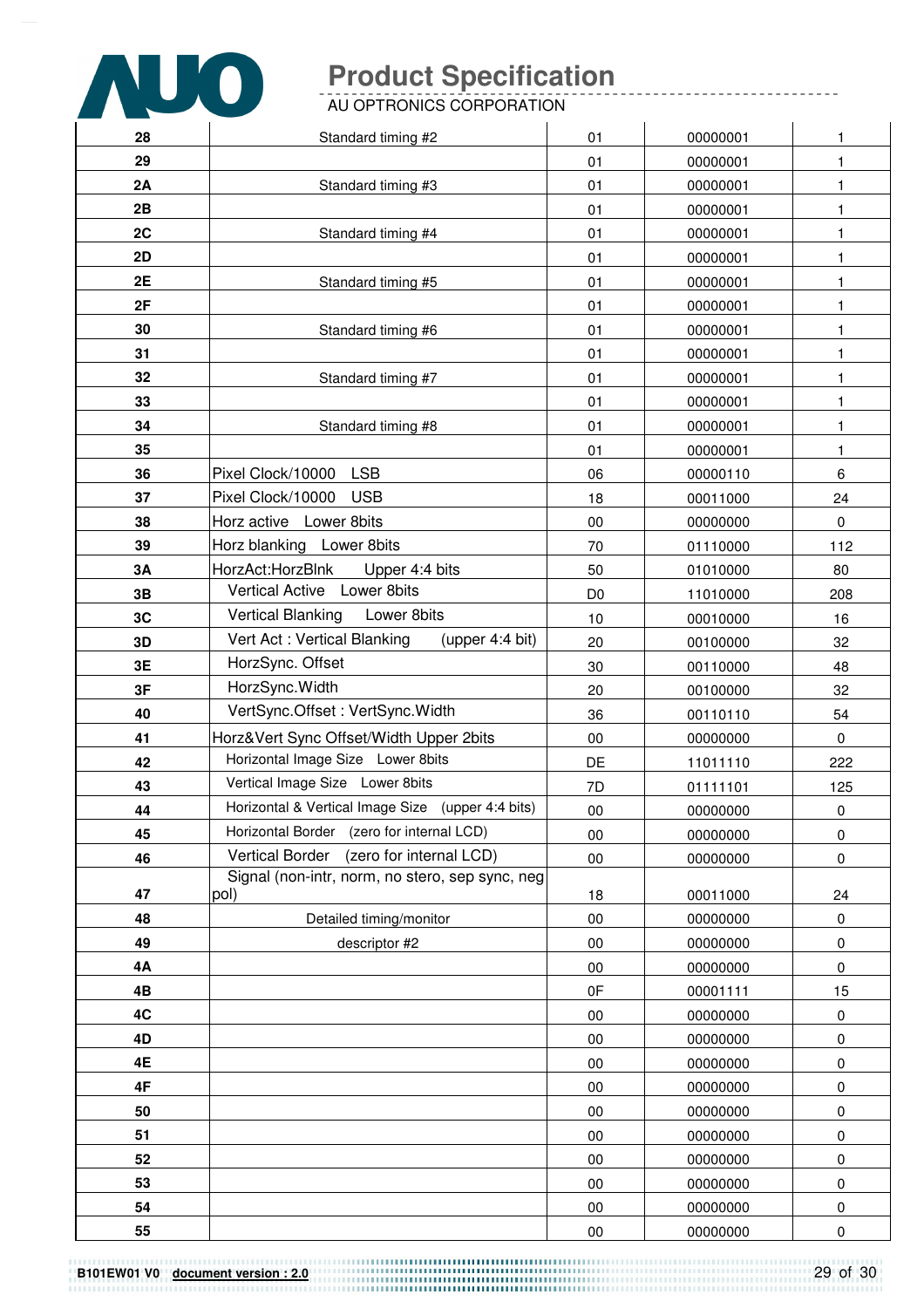| 28 | Standard timing #2 | 01 | 00000001 | 1 |
|---|---|---|---|---|
| 29 | | 01 | 00000001 | 1 |
| 2A | Standard timing #3 | 01 | 00000001 | 1 |
| 2B | | 01 | 00000001 | 1 |
| 2C | Standard timing #4 | 01 | 00000001 | 1 |
| 2D | | 01 | 00000001 | 1 |
| 2E | Standard timing #5 | 01 | 00000001 | 1 |
| 2F | | 01 | 00000001 | 1 |
| 30 | Standard timing #6 | 01 | 00000001 | 1 |
| 31 | | 01 | 00000001 | 1 |
| 32 | Standard timing #7 | 01 | 00000001 | 1 |
| 33 | | 01 | 00000001 | 1 |
| 34 | Standard timing #8 | 01 | 00000001 | 1 |
| 35 | | 01 | 00000001 | 1 |
| 36 | Pixel Clock/10000 LSB | 06 | 00000110 | 6 |
| 37 | Pixel Clock/10000 USB | 18 | 00011000 | 24 |
| 38 | Horz active Lower 8bits | 00 | 00000000 | 0 |
| 39 | Horz blanking Lower 8bits | 70 | 01110000 | 112 |
| 3A | HorzAct:HorzBlnk Upper 4:4 bits | 50 | 01010000 | 80 |
| 3B | Vertical Active Lower 8bits | D0 | 11010000 | 208 |
| 3C | Vertical Blanking Lower 8bits | 10 | 00010000 | 16 |
| 3D | Vert Act : Vertical Blanking (upper 4:4 bit) | 20 | 00100000 | 32 |
| 3E | HorzSync. Offset | 30 | 00110000 | 48 |
| 3F | HorzSync.Width | 20 | 00100000 | 32 |
| 40 | VertSync.Offset : VertSync.Width | 36 | 00110110 | 54 |
| 41 | Horz&Vert Sync Offset/Width Upper 2bits | 00 | 00000000 | 0 |
| 42 | Horizontal Image Size Lower 8bits | DE | 11011110 | 222 |
| 43 | Vertical Image Size Lower 8bits | 7D | 01111101 | 125 |
| 44 | Horizontal & Vertical Image Size (upper 4:4 bits) | 00 | 00000000 | 0 |
| 45 | Horizontal Border (zero for internal LCD) | 00 | 00000000 | 0 |
| 46 | Vertical Border (zero for internal LCD) | 00 | 00000000 | 0 |
| 47 | Signal (non-intr, norm, no stero, sep sync, neg pol) | 18 | 00011000 | 24 |
| 48 | Detailed timing/monitor | 00 | 00000000 | 0 |
| 49 | descriptor #2 | 00 | 00000000 | 0 |
| 4A | | 00 | 00000000 | 0 |
| 4B | | 0F | 00001111 | 15 |
| 4C | | 00 | 00000000 | 0 |
| 4D | | 00 | 00000000 | 0 |
| 4E | | 00 | 00000000 | 0 |
| 4F | | 00 | 00000000 | 0 |
| 50 | | 00 | 00000000 | 0 |
| 51 | | 00 | 00000000 | 0 |
| 52 | | 00 | 00000000 | 0 |
| 53 | | 00 | 00000000 | 0 |
| 54 | | 00 | 00000000 | 0 |
| 55 | | 00 | 00000000 | 0 |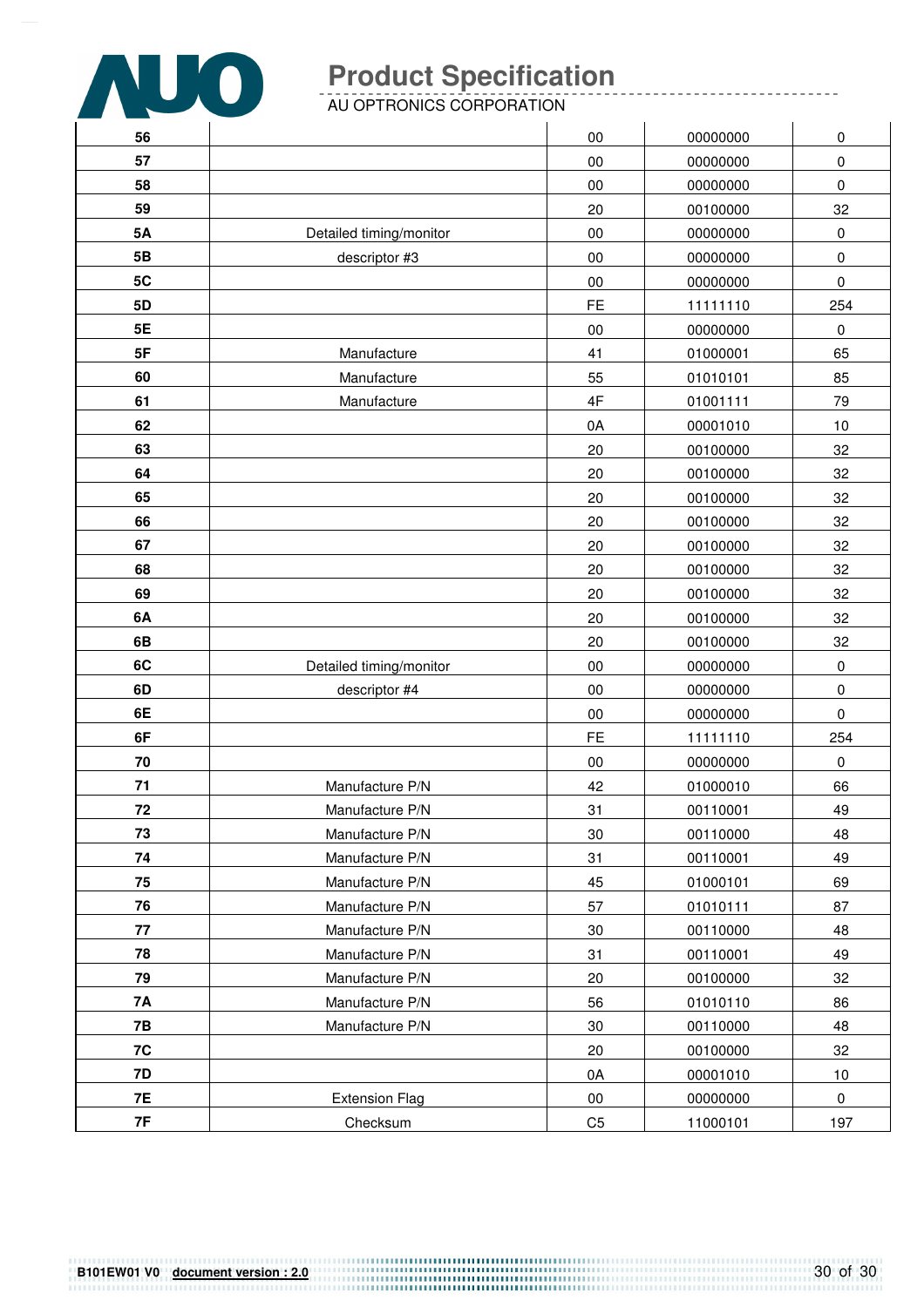| | | | | |
|---|---|---|---|---|
| **56** | | 00 | 00000000 | 0 |
| **57** | | 00 | 00000000 | 0 |
| **58** | | 00 | 00000000 | 0 |
| **59** | | 20 | 00100000 | 32 |
| **5A** | Detailed timing/monitor | 00 | 00000000 | 0 |
| **5B** | descriptor #3 | 00 | 00000000 | 0 |
| **5C** | | 00 | 00000000 | 0 |
| **5D** | | FE | 11111110 | 254 |
| **5E** | | 00 | 00000000 | 0 |
| **5F** | Manufacture | 41 | 01000001 | 65 |
| **60** | Manufacture | 55 | 01010101 | 85 |
| **61** | Manufacture | 4F | 01001111 | 79 |
| **62** | | 0A | 00001010 | 10 |
| **63** | | 20 | 00100000 | 32 |
| **64** | | 20 | 00100000 | 32 |
| **65** | | 20 | 00100000 | 32 |
| **66** | | 20 | 00100000 | 32 |
| **67** | | 20 | 00100000 | 32 |
| **68** | | 20 | 00100000 | 32 |
| **69** | | 20 | 00100000 | 32 |
| **6A** | | 20 | 00100000 | 32 |
| **6B** | | 20 | 00100000 | 32 |
| **6C** | Detailed timing/monitor | 00 | 00000000 | 0 |
| **6D** | descriptor #4 | 00 | 00000000 | 0 |
| **6E** | | 00 | 00000000 | 0 |
| **6F** | | FE | 11111110 | 254 |
| **70** | | 00 | 00000000 | 0 |
| **71** | Manufacture P/N | 42 | 01000010 | 66 |
| **72** | Manufacture P/N | 31 | 00110001 | 49 |
| **73** | Manufacture P/N | 30 | 00110000 | 48 |
| **74** | Manufacture P/N | 31 | 00110001 | 49 |
| **75** | Manufacture P/N | 45 | 01000101 | 69 |
| **76** | Manufacture P/N | 57 | 01010111 | 87 |
| **77** | Manufacture P/N | 30 | 00110000 | 48 |
| **78** | Manufacture P/N | 31 | 00110001 | 49 |
| **79** | Manufacture P/N | 20 | 00100000 | 32 |
| **7A** | Manufacture P/N | 56 | 01010110 | 86 |
| **7B** | Manufacture P/N | 30 | 00110000 | 48 |
| **7C** | | 20 | 00100000 | 32 |
| **7D** | | 0A | 00001010 | 10 |
| **7E** | Extension Flag | 00 | 00000000 | 0 |
| **7F** | Checksum | C5 | 11000101 | 197 |